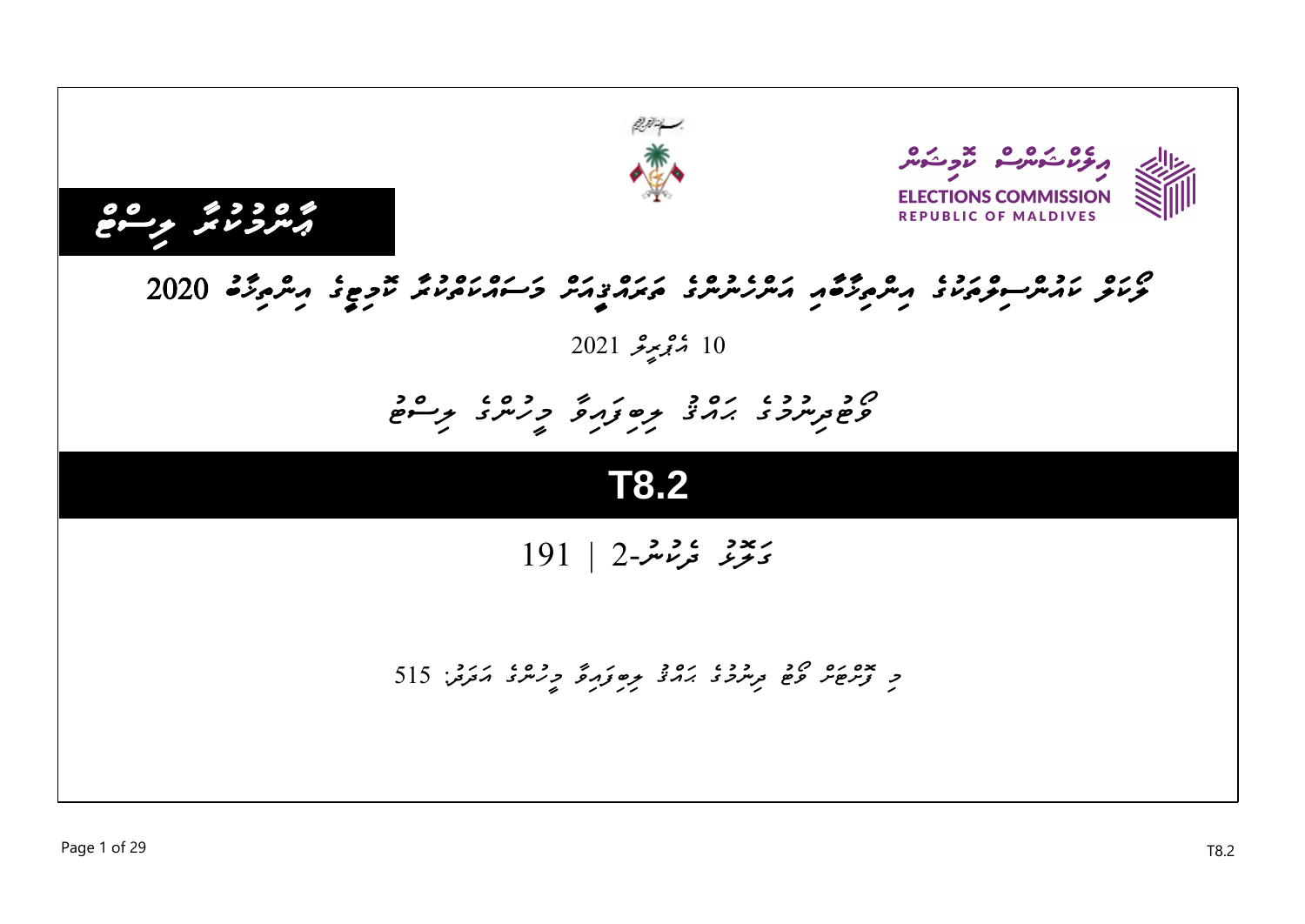ELECTIONS COMMISSION
REPUBLIC OF MALDIVES

އިލެކްޝަންސް ކޮމިޝަން

އަންނުވުކުރަ ދިސާބު

# ލޯކަލް ކައުންސިލްތަކުގެ އިންތިޚާބާއި އަންހެނުންގެ ތަރައްޤީއަށް މަސައްކަތްކުރާ ކޮމިޓީގެ އިންތިޚާބު 2020

10 އޭޕްރިލް 2021

ވޯޓުދިނުމުގެ ހައްޤު ލިބިފައިވާ މީހުންގެ ލިސްޓު

# T8.2

ގަލޮޅު ދެކުނު-2 | 191

މި ފޯމުގައި ވޯޓު ދިނުމުގެ ހައްޤު ލިބިފައިވާ މީހުންގެ އަދަދު: 515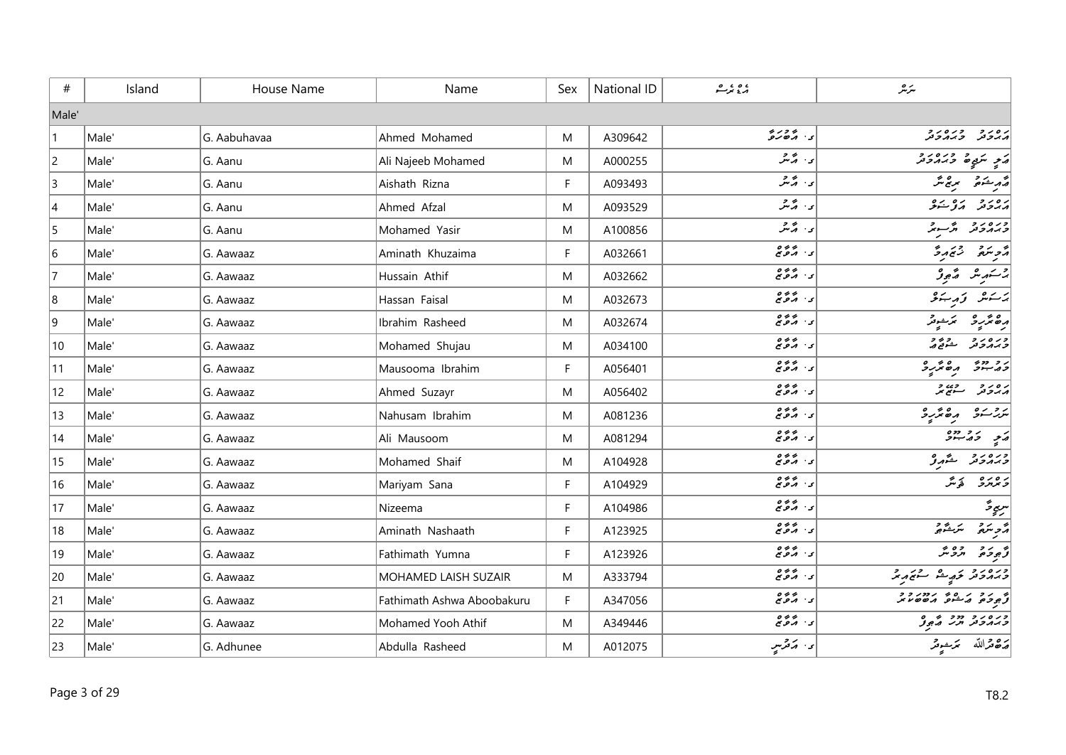| # | Island | House Name | Name | Sex | National ID | ގެއުގެ ނަން | ނަން |
|---|---|---|---|---|---|---|---|
| Male' | | | | | | | |
| 1 | Male' | G. Aabuhavaa | Ahmed Mohamed | M | A309642 | ގ. އާބުހަވާ | އަހްމަދު މުހައްމަދު |
| 2 | Male' | G. Aanu | Ali Najeeb Mohamed | M | A000255 | ގ. އާނު | އަލި ނަޖީބު މުހައްމަދު |
| 3 | Male' | G. Aanu | Aishath Rizna | F | A093493 | ގ. އާނު | އާއިޝަތު ރިޒްނާ |
| 4 | Male' | G. Aanu | Ahmed Afzal | M | A093529 | ގ. އާނު | އަހްމަދު އަފްޒަލް |
| 5 | Male' | G. Aanu | Mohamed Yasir | M | A100856 | ގ. އާނު | މުހައްމަދު ޔާސިރު |
| 6 | Male' | G. Aawaaz | Aminath Khuzaima | F | A032661 | ގ. އާވާޒު | އާމިނަތު ޚުޒައިމާ |
| 7 | Male' | G. Aawaaz | Hussain Athif | M | A032662 | ގ. އާވާޒު | ހުސައިން އާތިފު |
| 8 | Male' | G. Aawaaz | Hassan Faisal | M | A032673 | ގ. އާވާޒު | ހަސަން ފައިސަލް |
| 9 | Male' | G. Aawaaz | Ibrahim Rasheed | M | A032674 | ގ. އާވާޒު | އިބްރާހިމް ރަޝީދު |
| 10 | Male' | G. Aawaaz | Mohamed Shujau | M | A034100 | ގ. އާވާޒު | މުހައްމަދު ޝުޖާއު |
| 11 | Male' | G. Aawaaz | Mausooma Ibrahim | F | A056401 | ގ. އާވާޒު | މައުސޫމާ އިބްރާހިމް |
| 12 | Male' | G. Aawaaz | Ahmed Suzayr | M | A056402 | ގ. އާވާޒު | އަހްމަދު ސުޒޭރު |
| 13 | Male' | G. Aawaaz | Nahusam Ibrahim | M | A081236 | ގ. އާވާޒު | ނަހުސަމް އިބްރާހިމް |
| 14 | Male' | G. Aawaaz | Ali Mausoom | M | A081294 | ގ. އާވާޒު | އަލި މައުސޫމް |
| 15 | Male' | G. Aawaaz | Mohamed Shaif | M | A104928 | ގ. އާވާޒު | މުހައްމަދު ޝާއިފު |
| 16 | Male' | G. Aawaaz | Mariyam Sana | F | A104929 | ގ. އާވާޒު | މަރިޔަމް ސަނާ |
| 17 | Male' | G. Aawaaz | Nizeema | F | A104986 | ގ. އާވާޒު | ނިޒީމާ |
| 18 | Male' | G. Aawaaz | Aminath Nashaath | F | A123925 | ގ. އާވާޒު | އާމިނަތު ނަޝާތު |
| 19 | Male' | G. Aawaaz | Fathimath Yumna | F | A123926 | ގ. އާވާޒު | ފާތިމަތު ޔުމްނާ |
| 20 | Male' | G. Aawaaz | MOHAMED LAISH SUZAIR | M | A333794 | ގ. އާވާޒު | މުހައްމަދު ލައިޝް ސުޒައިރު |
| 21 | Male' | G. Aawaaz | Fathimath Ashwa Aboobakuru | F | A347056 | ގ. އާވާޒު | ފާތިމަތު އަޝްވާ އަބޫބަކުރު |
| 22 | Male' | G. Aawaaz | Mohamed Yooh Athif | M | A349446 | ގ. އާވާޒު | މުހައްމަދު ޔޫހު އާތިފު |
| 23 | Male' | G. Adhunee | Abdulla Rasheed | M | A012075 | ގ. އަދުނީ | އަބްދުﷲ ރަޝީދު |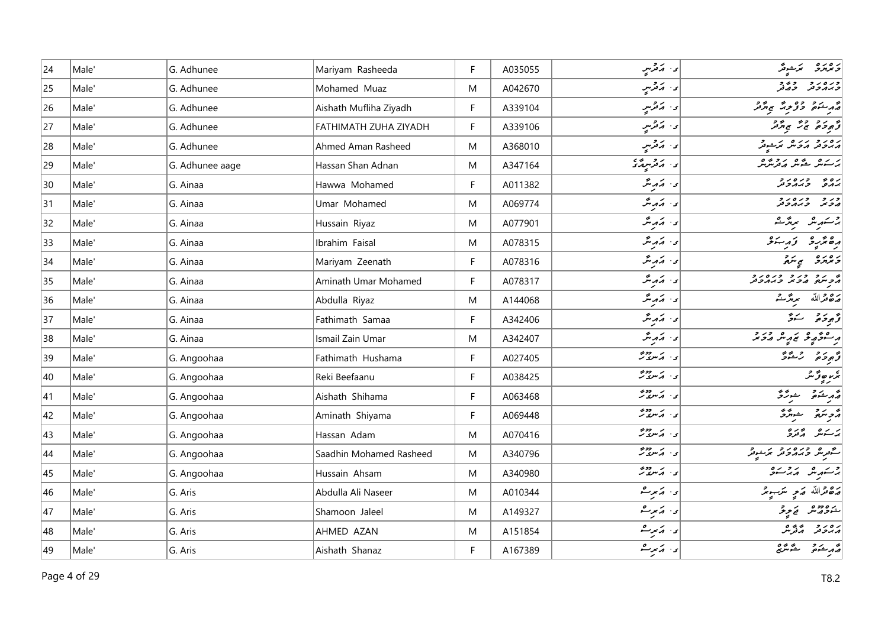| 24 | Male' | G. Adhunee | Mariyam Rasheeda | F | A035055 | ގ. އަދުނީ | މަރިޔަމް ރަޝީދާ |
|---|---|---|---|---|---|---|---|
| 25 | Male' | G. Adhunee | Mohamed Muaz | M | A042670 | ގ. އަދުނީ | މުހައްމަދު މުޢާޒު |
| 26 | Male' | G. Adhunee | Aishath Mufliha Ziyadh | F | A339104 | ގ. އަދުނީ | އާއިޝަތު މުފްލިހާ ޒިޔާދު |
| 27 | Male' | G. Adhunee | FATHIMATH ZUHA ZIYADH | F | A339106 | ގ. އަދުނީ | ފާތިމަތު ޒުހާ ޒިޔާދު |
| 28 | Male' | G. Adhunee | Ahmed Aman Rasheed | M | A368010 | ގ. އަދުނީ | އަހުމަދު އަމާން ރަޝީދު |
| 29 | Male' | G. Adhunee aage | Hassan Shan Adnan | M | A347164 | ގ. އަދުނީއާގެ | ހަސަން ޝާން އަދުނާން |
| 30 | Male' | G. Ainaa | Hawwa Mohamed | F | A011382 | ގ. އައިނާ | ހައްވާ މުހައްމަދު |
| 31 | Male' | G. Ainaa | Umar Mohamed | M | A069774 | ގ. އައިނާ | އުމަރު މުހައްމަދު |
| 32 | Male' | G. Ainaa | Hussain Riyaz | M | A077901 | ގ. އައިނާ | ހުސައިން ރިޔާޒު |
| 33 | Male' | G. Ainaa | Ibrahim Faisal | M | A078315 | ގ. އައިނާ | އިބްރާހިމް ފައިސަލް |
| 34 | Male' | G. Ainaa | Mariyam Zeenath | F | A078316 | ގ. އައިނާ | މަރިޔަމް ޒީނަތު |
| 35 | Male' | G. Ainaa | Aminath Umar Mohamed | F | A078317 | ގ. އައިނާ | އާމިނަތު އުމަރު މުހައްމަދު |
| 36 | Male' | G. Ainaa | Abdulla Riyaz | M | A144068 | ގ. އައިނާ | އަބްދުﷲ ރިޔާޒު |
| 37 | Male' | G. Ainaa | Fathimath Samaa | F | A342406 | ގ. އައިނާ | ފާތިމަތު ސަމާ |
| 38 | Male' | G. Ainaa | Ismail Zain Umar | M | A342407 | ގ. އައިނާ | އިސްމާއީލް ޒައިން އުމަރު |
| 39 | Male' | G. Angoohaa | Fathimath Hushama | F | A027405 | ގ. އަނގޫހާ | ފާތިމަތު ހުޝާމާ |
| 40 | Male' | G. Angoohaa | Reki Beefaanu | F | A038425 | ގ. އަނގޫހާ | ރެކީ ބީފާނު |
| 41 | Male' | G. Angoohaa | Aishath Shihama | F | A063468 | ގ. އަނގޫހާ | އާއިޝަތު ޝިހާމާ |
| 42 | Male' | G. Angoohaa | Aminath Shiyama | F | A069448 | ގ. އަނގޫހާ | އާމިނަތު ޝިޔާމާ |
| 43 | Male' | G. Angoohaa | Hassan Adam | M | A070416 | ގ. އަނގޫހާ | ހަސަން އާދަމް |
| 44 | Male' | G. Angoohaa | Saadhin Mohamed Rasheed | M | A340796 | ގ. އަނގޫހާ | ސާދިން މުހައްމަދު ރަޝީދު |
| 45 | Male' | G. Angoohaa | Hussain Ahsam | M | A340980 | ގ. އަނގޫހާ | ހުސައިން އަހުސަމް |
| 46 | Male' | G. Aris | Abdulla Ali Naseer | M | A010344 | ގ. އަރިސް | އަބްދުﷲ އަލި ނަސީރު |
| 47 | Male' | G. Aris | Shamoon Jaleel | M | A149327 | ގ. އަރިސް | ޝަމްޢޫން ޖަލީލު |
| 48 | Male' | G. Aris | AHMED AZAN | M | A151854 | ގ. އަރިސް | އަހުމަދު އާޛާން |
| 49 | Male' | G. Aris | Aishath Shanaz | F | A167389 | ގ. އަރިސް | އާއިޝަތު ޝާނާޒު |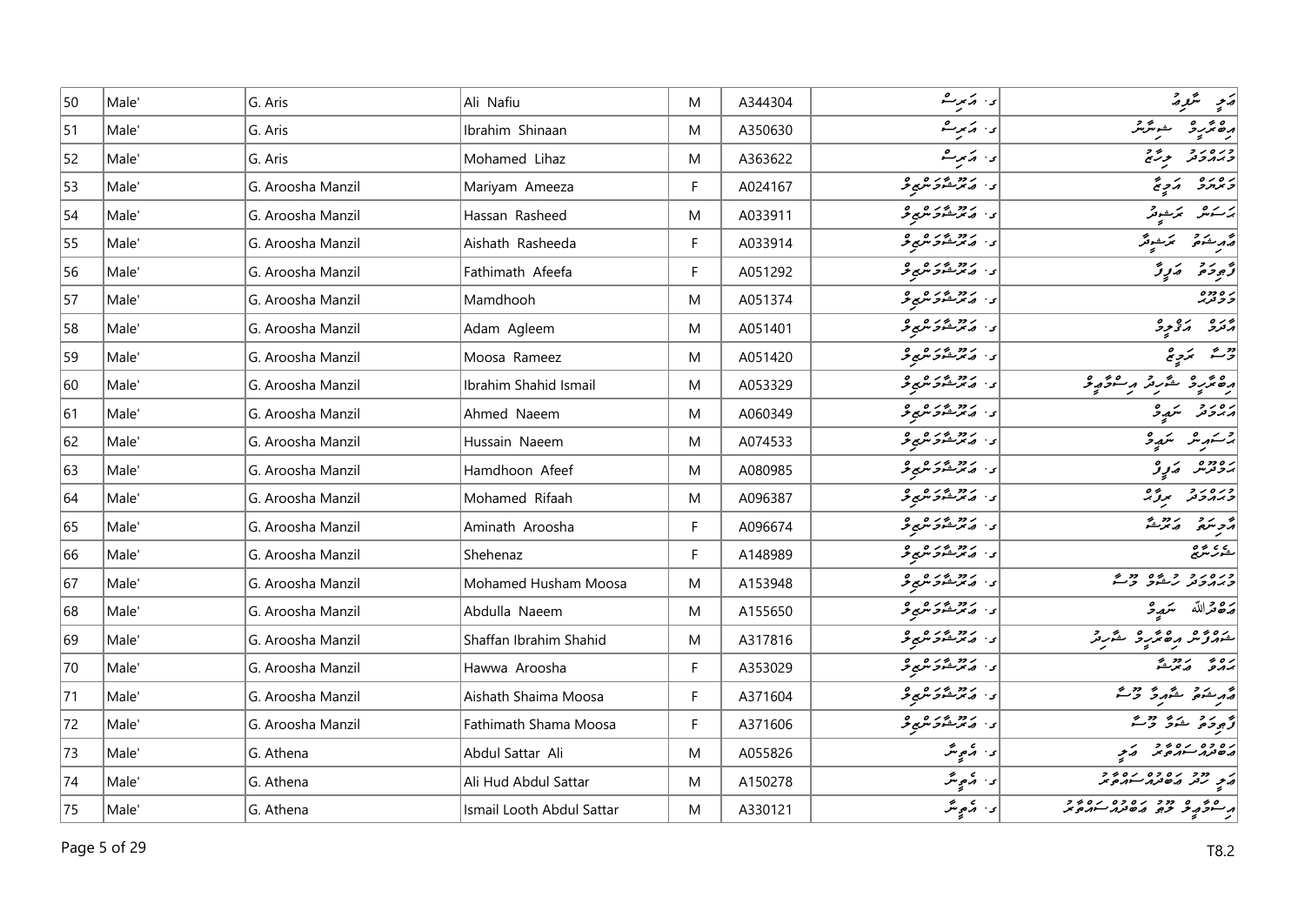| 50 | Male' | G. Aris | Ali Nafiu | M | A344304 | ގ. އަރިސް | އަލި ނާފިއު |
|---|---|---|---|---|---|---|---|
| 51 | Male' | G. Aris | Ibrahim Shinaan | M | A350630 | ގ. އަރިސް | އިބްރާހީމް ޝިނާން |
| 52 | Male' | G. Aris | Mohamed Lihaz | M | A363622 | ގ. އަރިސް | މުޙައްމަދު ލިހާޒު |
| 53 | Male' | G. Aroosha Manzil | Mariyam Ameeza | F | A024167 | ގ. އަރޫޝާމަންޒިލް | މަރިޔަމް އަމީޒާ |
| 54 | Male' | G. Aroosha Manzil | Hassan Rasheed | M | A033911 | ގ. އަރޫޝާމަންޒިލް | ޙަސަން ރަޝީދު |
| 55 | Male' | G. Aroosha Manzil | Aishath Rasheeda | F | A033914 | ގ. އަރޫޝާމަންޒިލް | އާއިޝަތު ރަޝީދާ |
| 56 | Male' | G. Aroosha Manzil | Fathimath Afeefa | F | A051292 | ގ. އަރޫޝާމަންޒިލް | ފާތިމަތު އަފީފާ |
| 57 | Male' | G. Aroosha Manzil | Mamdhooh | M | A051374 | ގ. އަރޫޝާމަންޒިލް | މަމްދޫޙް |
| 58 | Male' | G. Aroosha Manzil | Adam Agleem | M | A051401 | ގ. އަރޫޝާމަންޒިލް | އާދަމް އަގްލީމް |
| 59 | Male' | G. Aroosha Manzil | Moosa Rameez | M | A051420 | ގ. އަރޫޝާމަންޒިލް | މޫސާ ރަމީޒު |
| 60 | Male' | G. Aroosha Manzil | Ibrahim Shahid Ismail | M | A053329 | ގ. އަރޫޝާމަންޒިލް | އިބްރާހީމް ޝާހިދު އިސްމާއީލް |
| 61 | Male' | G. Aroosha Manzil | Ahmed Naeem | M | A060349 | ގ. އަރޫޝާމަންޒިލް | އަޙްމަދު ނަޢީމް |
| 62 | Male' | G. Aroosha Manzil | Hussain Naeem | M | A074533 | ގ. އަރޫޝާމަންޒިލް | ޙުސައިން ނަޢީމް |
| 63 | Male' | G. Aroosha Manzil | Hamdhoon Afeef | M | A080985 | ގ. އަރޫޝާމަންޒިލް | ހަމްދޫން އަފީފް |
| 64 | Male' | G. Aroosha Manzil | Mohamed Rifaah | M | A096387 | ގ. އަރޫޝާމަންޒިލް | މުޙައްމަދު ރިފާހް |
| 65 | Male' | G. Aroosha Manzil | Aminath Aroosha | F | A096674 | ގ. އަރޫޝާމަންޒިލް | އާމިނަތު އަރޫޝާ |
| 66 | Male' | G. Aroosha Manzil | Shehenaz | F | A148989 | ގ. އަރޫޝާމަންޒިލް | ޝެހެނާޒް |
| 67 | Male' | G. Aroosha Manzil | Mohamed Husham Moosa | M | A153948 | ގ. އަރޫޝާމަންޒިލް | މުޙައްމަދު ހުޝާމް މޫސާ |
| 68 | Male' | G. Aroosha Manzil | Abdulla Naeem | M | A155650 | ގ. އަރޫޝާމަންޒިލް | އަބްދުﷲ ނަޢީމް |
| 69 | Male' | G. Aroosha Manzil | Shaffan Ibrahim Shahid | M | A317816 | ގ. އަރޫޝާމަންޒިލް | ޝައްފާން އިބްރާހީމް ޝާހިދު |
| 70 | Male' | G. Aroosha Manzil | Hawwa Aroosha | F | A353029 | ގ. އަރޫޝާމަންޒިލް | ޙައްވާ އަރޫޝާ |
| 71 | Male' | G. Aroosha Manzil | Aishath Shaima Moosa | F | A371604 | ގ. އަރޫޝާމަންޒިލް | އާއިޝަތު ޝާއިމާ މޫސާ |
| 72 | Male' | G. Aroosha Manzil | Fathimath Shama Moosa | F | A371606 | ގ. އަރޫޝާމަންޒިލް | ފާތިމަތު ޝަމާ މޫސާ |
| 73 | Male' | G. Athena | Abdul Sattar Ali | M | A055826 | ގ. އެތީނާ | އަބްދުލްސައްތާރު އަލި |
| 74 | Male' | G. Athena | Ali Hud Abdul Sattar | M | A150278 | ގ. އެތީނާ | އަލި ހޫދު އަބްދުލްސައްތާރު |
| 75 | Male' | G. Athena | Ismail Looth Abdul Sattar | M | A330121 | ގ. އެތީނާ | އިސްމާއީލް ލޫތު އަބްދުލްސައްތާރު |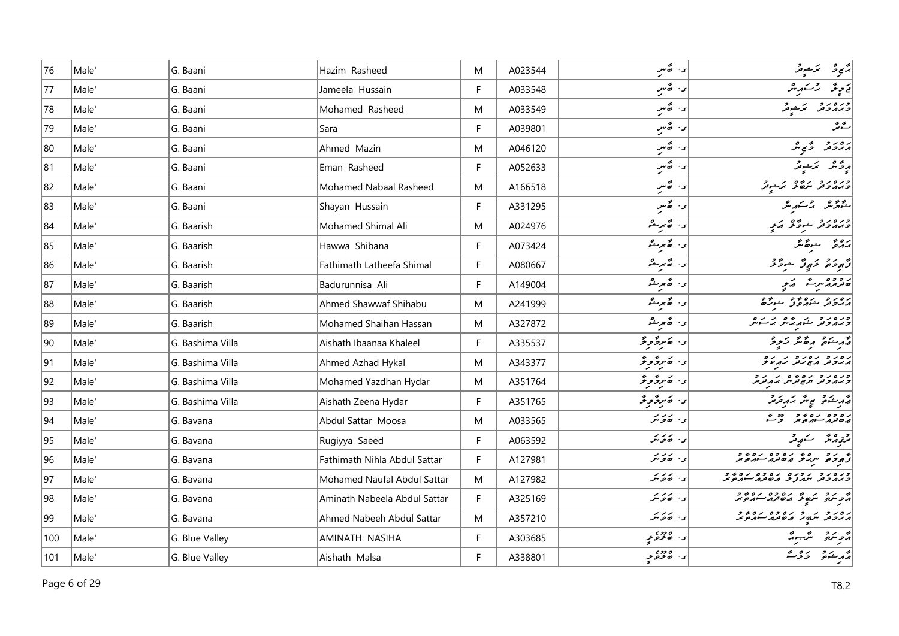| 76 | Male' | G. Baani | Hazim Rasheed | M | A023544 | ގ. ބާނި | ހާޒިމް ރަޝީދު |
|---|---|---|---|---|---|---|---|
| 77 | Male' | G. Baani | Jameela Hussain | F | A033548 | ގ. ބާނި | ޖަމީލާ ހުސައިން |
| 78 | Male' | G. Baani | Mohamed Rasheed | M | A033549 | ގ. ބާނި | މުހައްމަދު ރަޝީދު |
| 79 | Male' | G. Baani | Sara | F | A039801 | ގ. ބާނި | ސާރާ |
| 80 | Male' | G. Baani | Ahmed Mazin | M | A046120 | ގ. ބާނި | އަހުމަދު މާޒިން |
| 81 | Male' | G. Baani | Eman Rasheed | F | A052633 | ގ. ބާނި | އީމާން ރަޝީދު |
| 82 | Male' | G. Baani | Mohamed Nabaal Rasheed | M | A166518 | ގ. ބާނި | މުހައްމަދު ނަބާލް ރަޝީދު |
| 83 | Male' | G. Baani | Shayan Hussain | F | A331295 | ގ. ބާނި | ޝާޔާން ހުސައިން |
| 84 | Male' | G. Baarish | Mohamed Shimal Ali | M | A024976 | ގ. ބާރިޝް | މުހައްމަދު ޝިމާލް އަލި |
| 85 | Male' | G. Baarish | Hawwa Shibana | F | A073424 | ގ. ބާރިޝް | ހައްވާ ޝިބާނާ |
| 86 | Male' | G. Baarish | Fathimath Latheefa Shimal | F | A080667 | ގ. ބާރިޝް | ފާތިމަތު ލަތީފާ ޝިމާލް |
| 87 | Male' | G. Baarish | Badurunnisa Ali | F | A149004 | ގ. ބާރިޝް | ބަދުރުއްނިސާ އަލި |
| 88 | Male' | G. Baarish | Ahmed Shawwaf Shihabu | M | A241999 | ގ. ބާރިޝް | އަހުމަދު ޝައްވާފް ޝިހާބު |
| 89 | Male' | G. Baarish | Mohamed Shaihan Hassan | M | A327872 | ގ. ބާރިޝް | މުހައްމަދު ޝައިހާން ހަސަން |
| 90 | Male' | G. Bashima Villa | Aishath Ibaanaa Khaleel | F | A335537 | ގ. ބަޝިމާވިލާ | އައިޝަތު އިބާނާ ޚަލީލު |
| 91 | Male' | G. Bashima Villa | Ahmed Azhad Hykal | M | A343377 | ގ. ބަޝިމާވިލާ | އަހުމަދު އަޒްހަދު ހައިކަލް |
| 92 | Male' | G. Bashima Villa | Mohamed Yazdhan Hydar | M | A351764 | ގ. ބަޝިމާވިލާ | މުހައްމަދު ޔަޒްދާން ހައިދަރު |
| 93 | Male' | G. Bashima Villa | Aishath Zeena Hydar | F | A351765 | ގ. ބަޝިމާވިލާ | އައިޝަތު ޒީނާ ހައިދަރު |
| 94 | Male' | G. Bavana | Abdul Sattar Moosa | M | A033565 | ގ. ބަވަނަ | އަބްދުލް ސައްތާރު މޫސާ |
| 95 | Male' | G. Bavana | Rugiyya Saeed | F | A063592 | ގ. ބަވަނަ | ރުގިއްޔާ ސައީދު |
| 96 | Male' | G. Bavana | Fathimath Nihla Abdul Sattar | F | A127981 | ގ. ބަވަނަ | ފާތިމަތު ނިހްލާ އަބްދުލް ސައްތާރު |
| 97 | Male' | G. Bavana | Mohamed Naufal Abdul Sattar | M | A127982 | ގ. ބަވަނަ | މުހައްމަދު ނައުފަލް އަބްދުލް ސައްތާރު |
| 98 | Male' | G. Bavana | Aminath Nabeela Abdul Sattar | F | A325169 | ގ. ބަވަނަ | އާމިނަތު ނަބީލާ އަބްދުލް ސައްތާރު |
| 99 | Male' | G. Bavana | Ahmed Nabeeh Abdul Sattar | M | A357210 | ގ. ބަވަނަ | އަހުމަދު ނަބީހު އަބްދުލް ސައްތާރު |
| 100 | Male' | G. Blue Valley | AMINATH NASIHA | F | A303685 | ގ. ބްލޫވެލީ | އާމިނަތު ނާސިހާ |
| 101 | Male' | G. Blue Valley | Aishath Malsa | F | A338801 | ގ. ބްލޫވެލީ | އައިޝަތު މަލްސާ |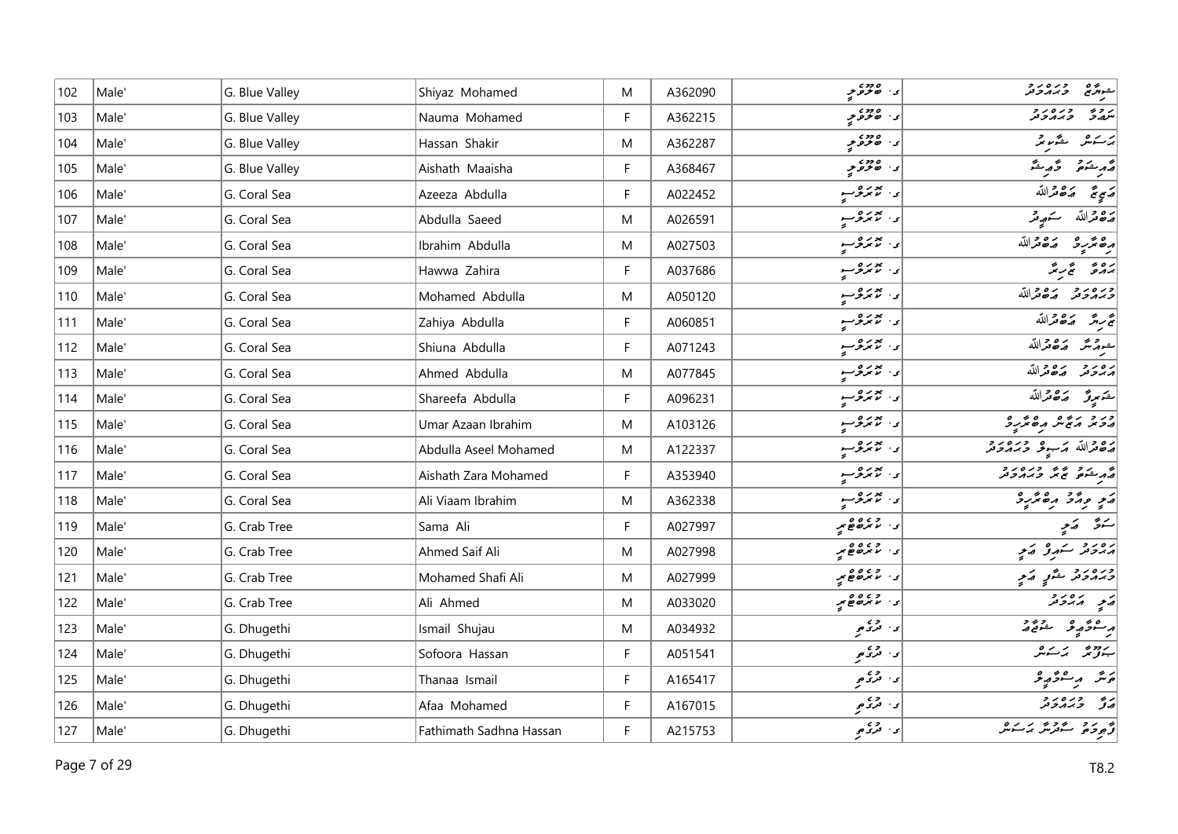| 102 | Male' | G. Blue Valley | Shiyaz Mohamed | M | A362090 | ގ. ބްލޫވެލީ | ޝިޔާޒް މުޙައްމަދު |
|---|---|---|---|---|---|---|---|
| 103 | Male' | G. Blue Valley | Nauma Mohamed | F | A362215 | ގ. ބްލޫވެލީ | ނައުމާ މުޙައްމަދު |
| 104 | Male' | G. Blue Valley | Hassan Shakir | M | A362287 | ގ. ބްލޫވެލީ | ޙަސަން ޝާކިރު |
| 105 | Male' | G. Blue Valley | Aishath Maaisha | F | A368467 | ގ. ބްލޫވެލީ | އައިޝަތު މާއިޝާ |
| 106 | Male' | G. Coral Sea | Azeeza Abdulla | F | A022452 | ގ. ކޯރަލްސީ | އަޒީޒާ އަބްދުﷲ |
| 107 | Male' | G. Coral Sea | Abdulla Saeed | M | A026591 | ގ. ކޯރަލްސީ | އަބްދުﷲ ސަޢީދު |
| 108 | Male' | G. Coral Sea | Ibrahim Abdulla | M | A027503 | ގ. ކޯރަލްސީ | އިބްރާހީމް އަބްދުﷲ |
| 109 | Male' | G. Coral Sea | Hawwa Zahira | F | A037686 | ގ. ކޯރަލްސީ | ޙައްވާ ޒާހިރާ |
| 110 | Male' | G. Coral Sea | Mohamed Abdulla | M | A050120 | ގ. ކޯރަލްސީ | މުޙައްމަދު އަބްދުﷲ |
| 111 | Male' | G. Coral Sea | Zahiya Abdulla | F | A060851 | ގ. ކޯރަލްސީ | ޒާހިޔާ އަބްދުﷲ |
| 112 | Male' | G. Coral Sea | Shiuna Abdulla | F | A071243 | ގ. ކޯރަލްސީ | ޝިއުނާ އަބްދުﷲ |
| 113 | Male' | G. Coral Sea | Ahmed Abdulla | M | A077845 | ގ. ކޯރަލްސީ | އަޙްމަދު އަބްދުﷲ |
| 114 | Male' | G. Coral Sea | Shareefa Abdulla | F | A096231 | ގ. ކޯރަލްސީ | ޝަރީފާ އަބްދުﷲ |
| 115 | Male' | G. Coral Sea | Umar Azaan Ibrahim | M | A103126 | ގ. ކޯރަލްސީ | އުމަރު އަޒާން އިބްރާހީމް |
| 116 | Male' | G. Coral Sea | Abdulla Aseel Mohamed | M | A122337 | ގ. ކޯރަލްސީ | އަބްދުﷲ އަސީލް މުޙައްމަދު |
| 117 | Male' | G. Coral Sea | Aishath Zara Mohamed | F | A353940 | ގ. ކޯރަލްސީ | އައިޝަތު ޒާރާ މުޙައްމަދު |
| 118 | Male' | G. Coral Sea | Ali Viaam Ibrahim | M | A362338 | ގ. ކޯރަލްސީ | އަލީ ވިއާމް އިބްރާހީމް |
| 119 | Male' | G. Crab Tree | Sama Ali | F | A027997 | ގ. ކްރެބްޓްރީ | ސަމާ އަލީ |
| 120 | Male' | G. Crab Tree | Ahmed Saif Ali | M | A027998 | ގ. ކްރެބްޓްރީ | އަޙްމަދު ސައިފް އަލީ |
| 121 | Male' | G. Crab Tree | Mohamed Shafi Ali | M | A027999 | ގ. ކްރެބްޓްރީ | މުޙައްމަދު ޝާފީ އަލީ |
| 122 | Male' | G. Crab Tree | Ali Ahmed | M | A033020 | ގ. ކްރެބްޓްރީ | އަލީ އަޙްމަދު |
| 123 | Male' | G. Dhugethi | Ismail Shujau | M | A034932 | ގ. ދުގެތި | އިސްމާޢީލް ޝުޖާޢު |
| 124 | Male' | G. Dhugethi | Sofoora Hassan | F | A051541 | ގ. ދުގެތި | ސަފޫރާ ޙަސަން |
| 125 | Male' | G. Dhugethi | Thanaa Ismail | F | A165417 | ގ. ދުގެތި | ތަނާ އިސްމާޢީލް |
| 126 | Male' | G. Dhugethi | Afaa Mohamed | F | A167015 | ގ. ދުގެތި | އަފާ މުޙައްމަދު |
| 127 | Male' | G. Dhugethi | Fathimath Sadhna Hassan | F | A215753 | ގ. ދުގެތި | ފާތިމަތު ސާދުނާ ޙަސަން |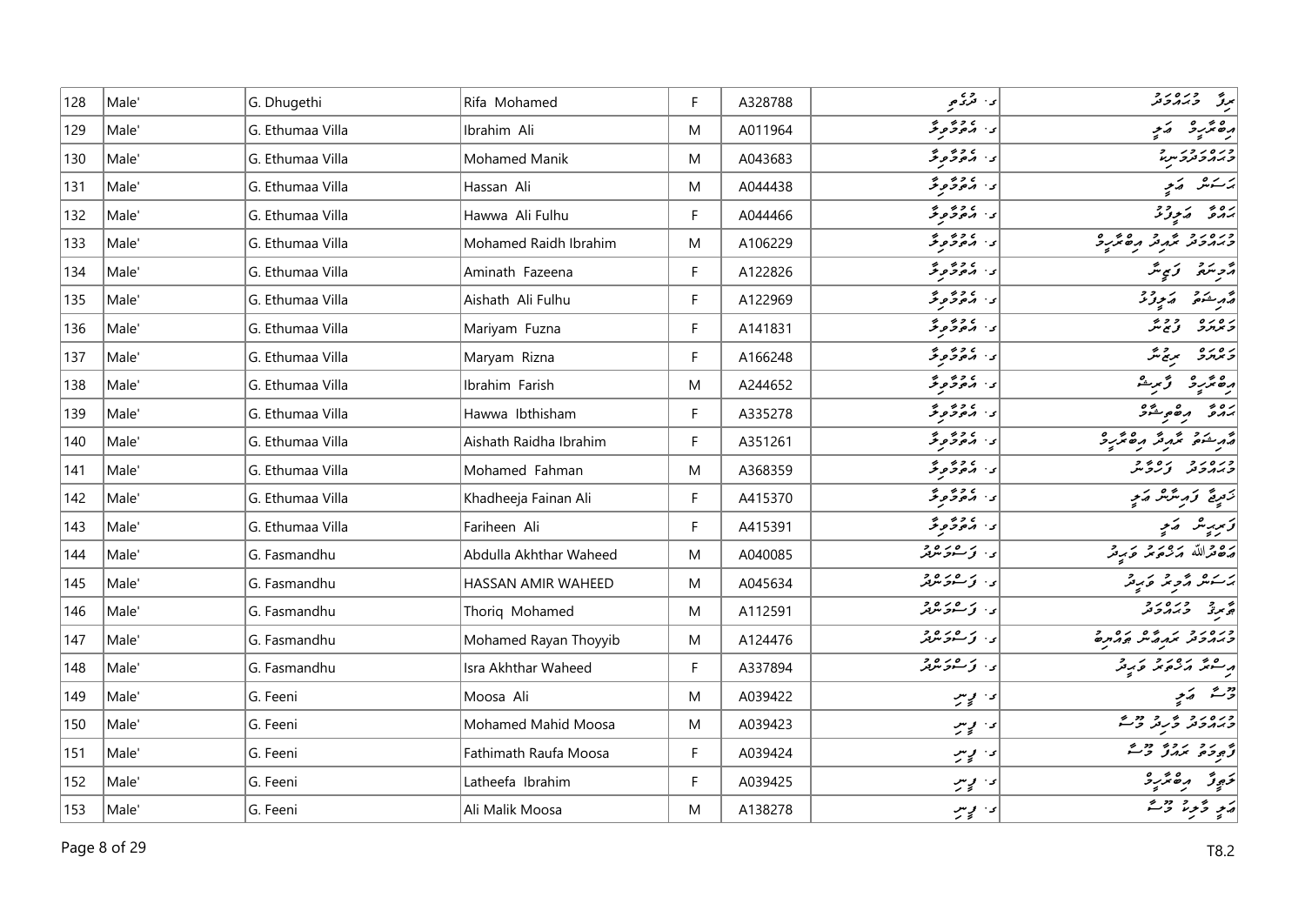| 128 | Male' | G. Dhugethi | Rifa Mohamed | F | A328788 | ގ. ދުގެތި | ރިފާ މުޙައްމަދު |
|---|---|---|---|---|---|---|---|
| 129 | Male' | G. Ethumaa Villa | Ibrahim Ali | M | A011964 | ގ. އެތުމާވިލާ | އިބްރާހީމް ޢަލީ |
| 130 | Male' | G. Ethumaa Villa | Mohamed Manik | M | A043683 | ގ. އެތުމާވިލާ | މުޙައްމަދުމަނިކު |
| 131 | Male' | G. Ethumaa Villa | Hassan Ali | M | A044438 | ގ. އެތުމާވިލާ | ހަސަން ޢަލީ |
| 132 | Male' | G. Ethumaa Villa | Hawwa Ali Fulhu | F | A044466 | ގ. އެތުމާވިލާ | ހައްވާ ޢަލީފުޅު |
| 133 | Male' | G. Ethumaa Villa | Mohamed Raidh Ibrahim | M | A106229 | ގ. އެތުމާވިލާ | މުޙައްމަދު ރާއިދު އިބްރާހީމް |
| 134 | Male' | G. Ethumaa Villa | Aminath Fazeena | F | A122826 | ގ. އެތުމާވިލާ | އާމިނަތު ފަޒީނާ |
| 135 | Male' | G. Ethumaa Villa | Aishath Ali Fulhu | F | A122969 | ގ. އެތުމާވިލާ | ޢާއިޝަތު ޢަލީފުޅު |
| 136 | Male' | G. Ethumaa Villa | Mariyam Fuzna | F | A141831 | ގ. އެތުމާވިލާ | މަރިޔަމް ފުޒްނާ |
| 137 | Male' | G. Ethumaa Villa | Maryam Rizna | F | A166248 | ގ. އެތުމާވިލާ | މަރްޔަމް ރިޒްނާ |
| 138 | Male' | G. Ethumaa Villa | Ibrahim Farish | M | A244652 | ގ. އެތުމާވިލާ | އިބްރާހީމް ފާރިޝް |
| 139 | Male' | G. Ethumaa Villa | Hawwa Ibthisham | F | A335278 | ގ. އެތުމާވިލާ | ހައްވާ އިބްތިޝާމް |
| 140 | Male' | G. Ethumaa Villa | Aishath Raidha Ibrahim | F | A351261 | ގ. އެތުމާވިލާ | ޢާއިޝަތު ރާއިދާ އިބްރާހީމް |
| 141 | Male' | G. Ethumaa Villa | Mohamed Fahman | M | A368359 | ގ. އެތުމާވިލާ | މުޙައްމަދު ފަހުމާން |
| 142 | Male' | G. Ethumaa Villa | Khadheeja Fainan Ali | F | A415370 | ގ. އެތުމާވިލާ | ޚަދީޖާ ފައިނާން ޢަލީ |
| 143 | Male' | G. Ethumaa Villa | Fariheen Ali | F | A415391 | ގ. އެތުމާވިލާ | ފަރިހީން ޢަލީ |
| 144 | Male' | G. Fasmandhu | Abdulla Akhthar Waheed | M | A040085 | ގ. ފަސްމަންދު | ޢަބްދުﷲ އަޚްތަރު ވަޙީދު |
| 145 | Male' | G. Fasmandhu | HASSAN AMIR WAHEED | M | A045634 | ގ. ފަސްމަންދު | ހަސަން އާމިރު ވަޙީދު |
| 146 | Male' | G. Fasmandhu | Thoriq Mohamed | M | A112591 | ގ. ފަސްމަންދު | ޠާރިޤު މުޙައްމަދު |
| 147 | Male' | G. Fasmandhu | Mohamed Rayan Thoyyib | M | A124476 | ގ. ފަސްމަންދު | މުޙައްމަދު ރަޔާން ޠައްޔިބު |
| 148 | Male' | G. Fasmandhu | Isra Akhthar Waheed | F | A337894 | ގ. ފަސްމަންދު | އިސްރާ އަޚްތަރު ވަޙީދު |
| 149 | Male' | G. Feeni | Moosa Ali | M | A039422 | ގ. ފީނި | މޫސާ ޢަލީ |
| 150 | Male' | G. Feeni | Mohamed Mahid Moosa | M | A039423 | ގ. ފީނި | މުޙައްމަދު މާހިދު މޫސާ |
| 151 | Male' | G. Feeni | Fathimath Raufa Moosa | F | A039424 | ގ. ފީނި | ފާތިމަތު ރައުފާ މޫސާ |
| 152 | Male' | G. Feeni | Latheefa Ibrahim | F | A039425 | ގ. ފީނި | ލަޠީފާ އިބްރާހީމް |
| 153 | Male' | G. Feeni | Ali Malik Moosa | M | A138278 | ގ. ފީނި | ޢަލީ މާލިކު މޫސާ |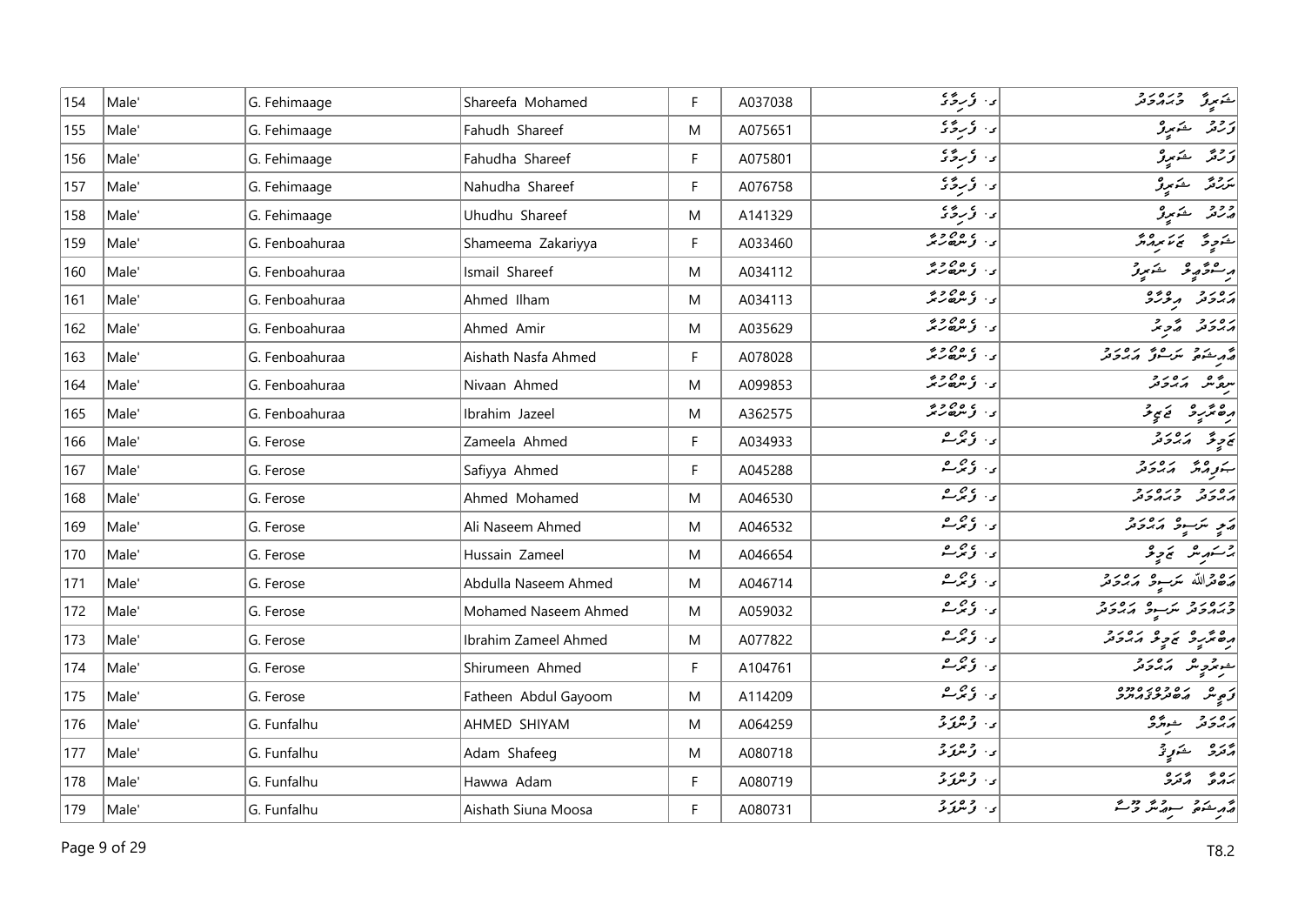| 154 | Male' | G. Fehimaage | Shareefa Mohamed | F | A037038 | ގ. ފެހިމާގެ | ޝަރީފާ މުޙައްމަދު |
|---|---|---|---|---|---|---|---|
| 155 | Male' | G. Fehimaage | Fahudh Shareef | M | A075651 | ގ. ފެހިމާގެ | ފަހުދު ޝަރީފް |
| 156 | Male' | G. Fehimaage | Fahudha Shareef | F | A075801 | ގ. ފެހިމާގެ | ފަހުދާ ޝަރީފް |
| 157 | Male' | G. Fehimaage | Nahudha Shareef | F | A076758 | ގ. ފެހިމާގެ | ނަހުދާ ޝަރީފް |
| 158 | Male' | G. Fehimaage | Uhudhu Shareef | M | A141329 | ގ. ފެހިމާގެ | އުހުދު ޝަރީފް |
| 159 | Male' | G. Fenboahuraa | Shameema Zakariyya | F | A033460 | ގ. ފެންބޯހުރާ | ޝަމީމާ ޒަކަރިއްޔާ |
| 160 | Male' | G. Fenboahuraa | Ismail Shareef | M | A034112 | ގ. ފެންބޯހުރާ | އިސްމާއީލް ޝަރީފް |
| 161 | Male' | G. Fenboahuraa | Ahmed Ilham | M | A034113 | ގ. ފެންބޯހުރާ | އަޙްމަދު އިލްހާމް |
| 162 | Male' | G. Fenboahuraa | Ahmed Amir | M | A035629 | ގ. ފެންބޯހުރާ | އަޙްމަދު އާމިރު |
| 163 | Male' | G. Fenboahuraa | Aishath Nasfa Ahmed | F | A078028 | ގ. ފެންބޯހުރާ | އާއިޝަތު ނަސްފާ އަޙްމަދު |
| 164 | Male' | G. Fenboahuraa | Nivaan Ahmed | M | A099853 | ގ. ފެންބޯހުރާ | ނިވާން އަޙްމަދު |
| 165 | Male' | G. Fenboahuraa | Ibrahim Jazeel | M | A362575 | ގ. ފެންބޯހުރާ | އިބްރާހީމް ޖަޒީލް |
| 166 | Male' | G. Ferose | Zameela Ahmed | F | A034933 | ގ. ފެރޯސް | ޒަމީލާ އަޙްމަދު |
| 167 | Male' | G. Ferose | Safiyya Ahmed | F | A045288 | ގ. ފެރޯސް | ސަފިއްޔާ އަޙްމަދު |
| 168 | Male' | G. Ferose | Ahmed Mohamed | M | A046530 | ގ. ފެރޯސް | އަޙްމަދު މުޙައްމަދު |
| 169 | Male' | G. Ferose | Ali Naseem Ahmed | M | A046532 | ގ. ފެރޯސް | އަލި ނަސީމް އަޙްމަދު |
| 170 | Male' | G. Ferose | Hussain Zameel | M | A046654 | ގ. ފެރޯސް | ޙުސައިން ޒަމީލް |
| 171 | Male' | G. Ferose | Abdulla Naseem Ahmed | M | A046714 | ގ. ފެރޯސް | އަބްދުﷲ ނަސީމް އަޙްމަދު |
| 172 | Male' | G. Ferose | Mohamed Naseem Ahmed | M | A059032 | ގ. ފެރޯސް | މުޙައްމަދު ނަސީމް އަޙްމަދު |
| 173 | Male' | G. Ferose | Ibrahim Zameel Ahmed | M | A077822 | ގ. ފެރޯސް | އިބްރާހީމް ޒަމީލް އަޙްމަދު |
| 174 | Male' | G. Ferose | Shirumeen Ahmed | F | A104761 | ގ. ފެރޯސް | ޝިރުމީން އަޙްމަދު |
| 175 | Male' | G. Ferose | Fatheen Abdul Gayoom | M | A114209 | ގ. ފެރޯސް | ފަތީން އަބްދުލްގައްޔޫމް |
| 176 | Male' | G. Funfalhu | AHMED SHIYAM | M | A064259 | ގ. ފުންފަޅު | އަޙްމަދު ޝިޔާމް |
| 177 | Male' | G. Funfalhu | Adam Shafeeg | M | A080718 | ގ. ފުންފަޅު | އާދަމް ޝަފީގު |
| 178 | Male' | G. Funfalhu | Hawwa Adam | F | A080719 | ގ. ފުންފަޅު | ހައްވާ އާދަމް |
| 179 | Male' | G. Funfalhu | Aishath Siuna Moosa | F | A080731 | ގ. ފުންފަޅު | އާއިޝަތު ސިއުނާ މޫސާ |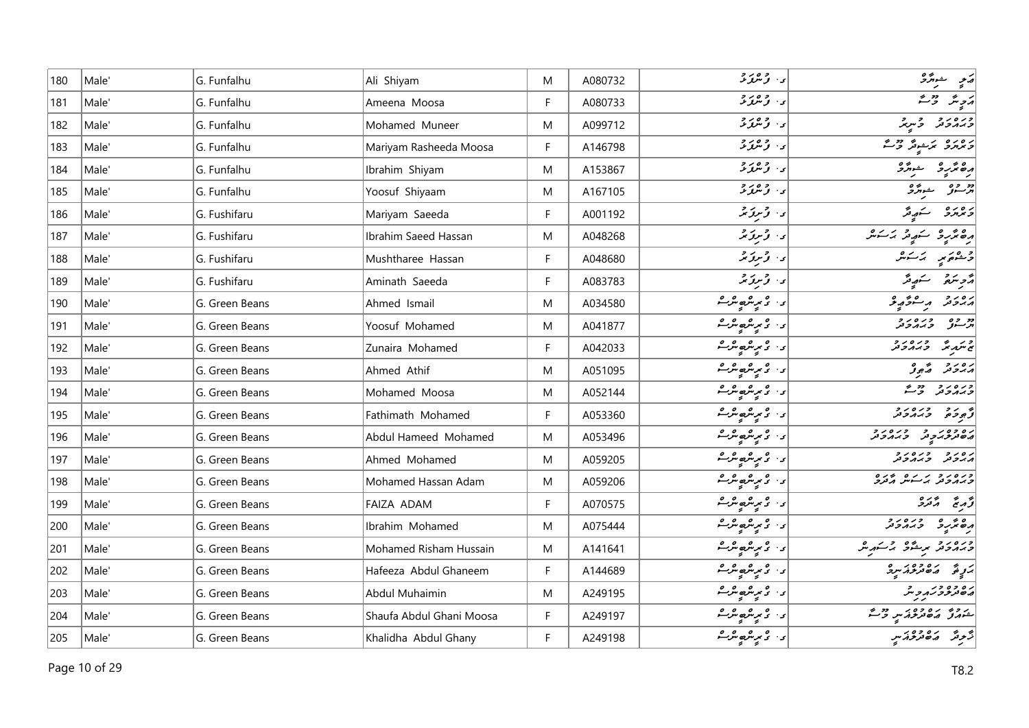| 180 | Male' | G. Funfalhu | Ali Shiyam | M | A080732 | ގ. ފުންފަޅު | އަލި ޝިޔާމް |
|---|---|---|---|---|---|---|---|
| 181 | Male' | G. Funfalhu | Ameena Moosa | F | A080733 | ގ. ފުންފަޅު | އަމީނާ މޫސާ |
| 182 | Male' | G. Funfalhu | Mohamed Muneer | M | A099712 | ގ. ފުންފަޅު | މުޙައްމަދު މުނީރު |
| 183 | Male' | G. Funfalhu | Mariyam Rasheeda Moosa | F | A146798 | ގ. ފުންފަޅު | މަރިޔަމް ރަޝީދާ މޫސާ |
| 184 | Male' | G. Funfalhu | Ibrahim Shiyam | M | A153867 | ގ. ފުންފަޅު | އިބްރާހީމް ޝިޔާމް |
| 185 | Male' | G. Funfalhu | Yoosuf Shiyaam | M | A167105 | ގ. ފުންފަޅު | ޔޫސުފް ޝިޔާމް |
| 186 | Male' | G. Fushifaru | Mariyam Saeeda | F | A001192 | ގ. ފުށިފަރު | މަރިޔަމް ސައީދާ |
| 187 | Male' | G. Fushifaru | Ibrahim Saeed Hassan | M | A048268 | ގ. ފުށިފަރު | އިބްރާހީމް ސައީދު ހަސަން |
| 188 | Male' | G. Fushifaru | Mushtharee Hassan | F | A048680 | ގ. ފުށިފަރު | މުށްތަރީ ހަސަން |
| 189 | Male' | G. Fushifaru | Aminath Saeeda | F | A083783 | ގ. ފުށިފަރު | އާމިނަތު ސައީދާ |
| 190 | Male' | G. Green Beans | Ahmed Ismail | M | A034580 | ގ. ގްރީންބީންސް | އަޙްމަދު އިސްމާޢީލް |
| 191 | Male' | G. Green Beans | Yoosuf Mohamed | M | A041877 | ގ. ގްރީންބީންސް | ޔޫސުފް މުޙައްމަދު |
| 192 | Male' | G. Green Beans | Zunaira Mohamed | F | A042033 | ގ. ގްރީންބީންސް | ޒުނައިރާ މުޙައްމަދު |
| 193 | Male' | G. Green Beans | Ahmed Athif | M | A051095 | ގ. ގްރީންބީންސް | އަޙްމަދު އާތިފް |
| 194 | Male' | G. Green Beans | Mohamed Moosa | M | A052144 | ގ. ގްރީންބީންސް | މުޙައްމަދު މޫސާ |
| 195 | Male' | G. Green Beans | Fathimath Mohamed | F | A053360 | ގ. ގްރީންބީންސް | ފާތިމަތު މުޙައްމަދު |
| 196 | Male' | G. Green Beans | Abdul Hameed Mohamed | M | A053496 | ގ. ގްރީންބީންސް | އަބްދުލްޙަމީދު މުޙައްމަދު |
| 197 | Male' | G. Green Beans | Ahmed Mohamed | M | A059205 | ގ. ގްރީންބީންސް | އަޙްމަދު މުޙައްމަދު |
| 198 | Male' | G. Green Beans | Mohamed Hassan Adam | M | A059206 | ގ. ގްރީންބީންސް | މުޙައްމަދު ހަސަން އާދަމް |
| 199 | Male' | G. Green Beans | FAIZA ADAM | F | A070575 | ގ. ގްރީންބީންސް | ފާއިޒާ އާދަމް |
| 200 | Male' | G. Green Beans | Ibrahim Mohamed | M | A075444 | ގ. ގްރީންބީންސް | އިބްރާހީމް މުޙައްމަދު |
| 201 | Male' | G. Green Beans | Mohamed Risham Hussain | M | A141641 | ގ. ގްރީންބީންސް | މުޙައްމަދު ރިޝާމް ޙުސައިން |
| 202 | Male' | G. Green Beans | Hafeeza Abdul Ghaneem | F | A144689 | ގ. ގްރީންބީންސް | ހަފީޒާ އަބްދުލްޣަނީމް |
| 203 | Male' | G. Green Beans | Abdul Muhaimin | M | A249195 | ގ. ގްރީންބީންސް | އަބްދުލްމުހައިމިން |
| 204 | Male' | G. Green Beans | Shaufa Abdul Ghani Moosa | F | A249197 | ގ. ގްރީންބީންސް | ޝައުފާ އަބްދުލްޣަނި މޫސާ |
| 205 | Male' | G. Green Beans | Khalidha Abdul Ghany | F | A249198 | ގ. ގްރީންބީންސް | ޚާލިދާ އަބްދުލްޣަނި |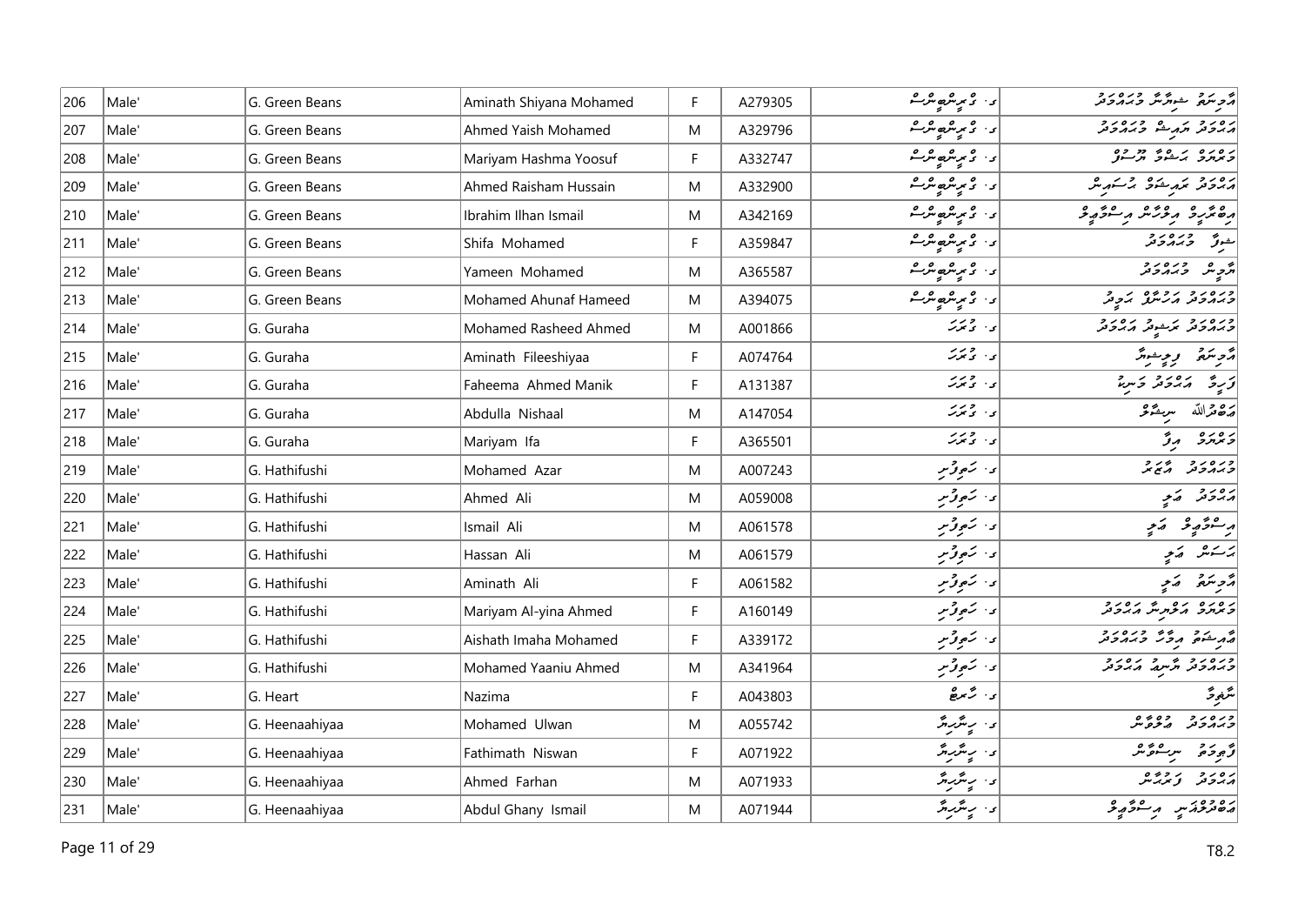| 206 | Male' | G. Green Beans | Aminath Shiyana Mohamed | F | A279305 | ގ. ގްރީންބީންސް | އާމިނަތު ޝިޔާނާ މުޙައްމަދު |
|---|---|---|---|---|---|---|---|
| 207 | Male' | G. Green Beans | Ahmed Yaish Mohamed | M | A329796 | ގ. ގްރީންބީންސް | އަޙްމަދު ޔާއިޝް މުޙައްމަދު |
| 208 | Male' | G. Green Beans | Mariyam Hashma Yoosuf | F | A332747 | ގ. ގްރީންބީންސް | މަރިޔަމް ހަޝްމާ ޔޫސުފް |
| 209 | Male' | G. Green Beans | Ahmed Raisham Hussain | M | A332900 | ގ. ގްރީންބީންސް | އަޙްމަދު ރައިޝަމް ހުސައިން |
| 210 | Male' | G. Green Beans | Ibrahim Ilhan Ismail | M | A342169 | ގ. ގްރީންބީންސް | އިބްރާހީމް އިލްހާން އިސްމާޢީލް |
| 211 | Male' | G. Green Beans | Shifa Mohamed | F | A359847 | ގ. ގްރީންބީންސް | ޝިފާ މުޙައްމަދު |
| 212 | Male' | G. Green Beans | Yameen Mohamed | M | A365587 | ގ. ގްރީންބީންސް | ޔާމީން މުޙައްމަދު |
| 213 | Male' | G. Green Beans | Mohamed Ahunaf Hameed | M | A394075 | ގ. ގްރީންބީންސް | މުޙައްމަދު އަޙުނަފް ހަމީދު |
| 214 | Male' | G. Guraha | Mohamed Rasheed Ahmed | M | A001866 | ގ. ގުރަހަ | މުޙައްމަދު ރަޝީދު އަޙްމަދު |
| 215 | Male' | G. Guraha | Aminath Fileeshiyaa | F | A074764 | ގ. ގުރަހަ | އާމިނަތު ފިލީޝިޔާ |
| 216 | Male' | G. Guraha | Faheema Ahmed Manik | F | A131387 | ގ. ގުރަހަ | ފަހީމާ އަޙްމަދު މަނިކު |
| 217 | Male' | G. Guraha | Abdulla Nishaal | M | A147054 | ގ. ގުރަހަ | އަބްދުﷲ ނިޝާލް |
| 218 | Male' | G. Guraha | Mariyam Ifa | F | A365501 | ގ. ގުރަހަ | މަރިޔަމް އިފާ |
| 219 | Male' | G. Hathifushi | Mohamed Azar | M | A007243 | ގ. ހަތިފުށި | މުޙައްމަދު އާޒަރ |
| 220 | Male' | G. Hathifushi | Ahmed Ali | M | A059008 | ގ. ހަތިފުށި | އަޙްމަދު ޢަލީ |
| 221 | Male' | G. Hathifushi | Ismail Ali | M | A061578 | ގ. ހަތިފުށި | އިސްމާޢީލް ޢަލީ |
| 222 | Male' | G. Hathifushi | Hassan Ali | M | A061579 | ގ. ހަތިފުށި | ހަސަން ޢަލީ |
| 223 | Male' | G. Hathifushi | Aminath Ali | F | A061582 | ގ. ހަތިފުށި | އާމިނަތު ޢަލީ |
| 224 | Male' | G. Hathifushi | Mariyam Al-yina Ahmed | F | A160149 | ގ. ހަތިފުށި | މަރިޔަމް އަލްޔީނާ އަޙްމަދު |
| 225 | Male' | G. Hathifushi | Aishath Imaha Mohamed | F | A339172 | ގ. ހަތިފުށި | ޢާއިޝަތު އިމާހާ މުޙައްމަދު |
| 226 | Male' | G. Hathifushi | Mohamed Yaaniu Ahmed | M | A341964 | ގ. ހަތިފުށި | މުޙައްމަދު ޔާނިޢު އަޙްމަދު |
| 227 | Male' | G. Heart | Nazima | F | A043803 | ގ. ހާޓް | ނާޒިމާ |
| 228 | Male' | G. Heenaahiyaa | Mohamed Ulwan | M | A055742 | ގ. ހީނާހިޔާ | މުޙައްމަދު އުލްވާން |
| 229 | Male' | G. Heenaahiyaa | Fathimath Niswan | F | A071922 | ގ. ހީނާހިޔާ | ފާތިމަތު ނިސްވާން |
| 230 | Male' | G. Heenaahiyaa | Ahmed Farhan | M | A071933 | ގ. ހީނާހިޔާ | އަޙްމަދު ފަރުހާން |
| 231 | Male' | G. Heenaahiyaa | Abdul Ghany Ismail | M | A071944 | ގ. ހީނާހިޔާ | އަބްދުލްޣަނީ އިސްމާޢީލް |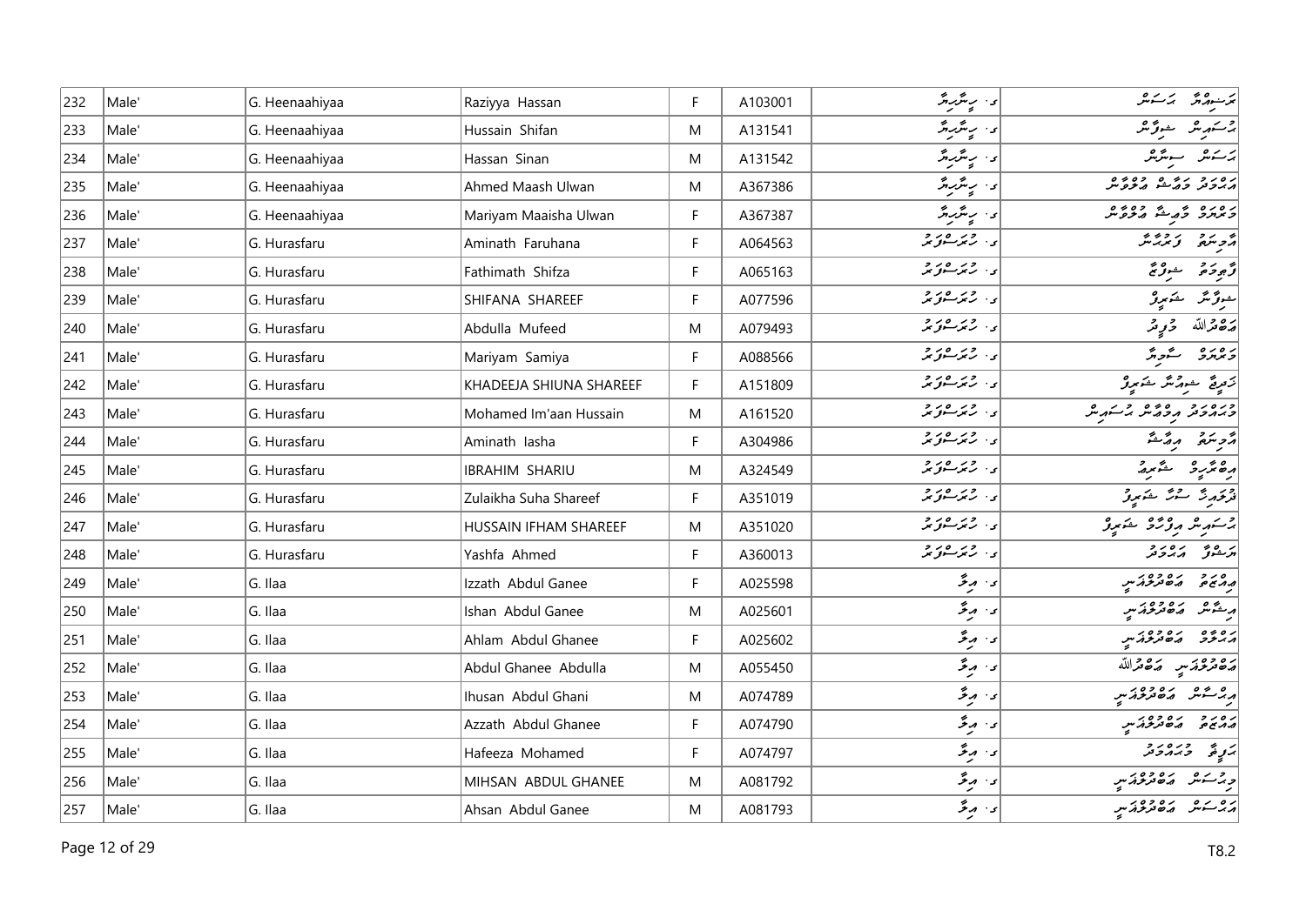| 232 | Male' | G. Heenaahiyaa | Raziyya Hassan | F | A103001 | ގ. ހީނާހިޔާ | ރަޒިއްޔާ ހަސަން |
|---|---|---|---|---|---|---|---|
| 233 | Male' | G. Heenaahiyaa | Hussain Shifan | M | A131541 | ގ. ހީނާހިޔާ | ހުސައިން ޝިފާން |
| 234 | Male' | G. Heenaahiyaa | Hassan Sinan | M | A131542 | ގ. ހީނާހިޔާ | ހަސަން ސިނާން |
| 235 | Male' | G. Heenaahiyaa | Ahmed Maash Ulwan | M | A367386 | ގ. ހީނާހިޔާ | އަޙްމަދު މާއާޝް އުލްވާން |
| 236 | Male' | G. Heenaahiyaa | Mariyam Maaisha Ulwan | F | A367387 | ގ. ހީނާހިޔާ | މަރިޔަމް މާއިޝާ އުލްވާން |
| 237 | Male' | G. Hurasfaru | Aminath Faruhana | F | A064563 | ގ. ހުރަސްފަރު | އާމިނަތު ފަރުހާނާ |
| 238 | Male' | G. Hurasfaru | Fathimath Shifza | F | A065163 | ގ. ހުރަސްފަރު | ފާތިމަތު ޝިފްޒާ |
| 239 | Male' | G. Hurasfaru | SHIFANA SHAREEF | F | A077596 | ގ. ހުރަސްފަރު | ޝިފާނާ ޝަރީފު |
| 240 | Male' | G. Hurasfaru | Abdulla Mufeed | M | A079493 | ގ. ހުރަސްފަރު | އަބްދުﷲ މުފީދު |
| 241 | Male' | G. Hurasfaru | Mariyam Samiya | F | A088566 | ގ. ހުރަސްފަރު | މަރިޔަމް ސާމިޔާ |
| 242 | Male' | G. Hurasfaru | KHADEEJA SHIUNA SHAREEF | F | A151809 | ގ. ހުރަސްފަރު | ޚަދީޖާ ޝިއުނާ ޝަރީފު |
| 243 | Male' | G. Hurasfaru | Mohamed Im'aan Hussain | M | A161520 | ގ. ހުރަސްފަރު | މުޙައްމަދު އިމްއާން ހުސައިން |
| 244 | Male' | G. Hurasfaru | Aminath Iasha | F | A304986 | ގ. ހުރަސްފަރު | އާމިނަތު އިއާޝާ |
| 245 | Male' | G. Hurasfaru | IBRAHIM SHARIU | M | A324549 | ގ. ހުރަސްފަރު | އިބްރާހީމް ޝާރިއު |
| 246 | Male' | G. Hurasfaru | Zulaikha Suha Shareef | F | A351019 | ގ. ހުރަސްފަރު | ޒުލައިޚާ ސުހާ ޝަރީފު |
| 247 | Male' | G. Hurasfaru | HUSSAIN IFHAM SHAREEF | M | A351020 | ގ. ހުރަސްފަރު | ހުސައިން އިފްހާމް ޝަރީފު |
| 248 | Male' | G. Hurasfaru | Yashfa Ahmed | F | A360013 | ގ. ހުރަސްފަރު | ޔަޝްފާ އަޙްމަދު |
| 249 | Male' | G. Ilaa | Izzath Abdul Ganee | F | A025598 | ގ. އިލާ | އިއްޒަތު އަބްދުލްޣަނީ |
| 250 | Male' | G. Ilaa | Ishan Abdul Ganee | M | A025601 | ގ. އިލާ | އިޝާން އަބްދުލްޣަނީ |
| 251 | Male' | G. Ilaa | Ahlam Abdul Ghanee | F | A025602 | ގ. އިލާ | އަހްލާމް އަބްދުލްޣަނީ |
| 252 | Male' | G. Ilaa | Abdul Ghanee Abdulla | M | A055450 | ގ. އިލާ | އަބްދުލްޣަނީ އަބްދުﷲ |
| 253 | Male' | G. Ilaa | Ihusan Abdul Ghani | M | A074789 | ގ. އިލާ | އިހުސާން އަބްދުލްޣަނީ |
| 254 | Male' | G. Ilaa | Azzath Abdul Ghanee | F | A074790 | ގ. އިލާ | އައްޒަތު އަބްދުލްޣަނީ |
| 255 | Male' | G. Ilaa | Hafeeza Mohamed | F | A074797 | ގ. އިލާ | ހަފީޒާ މުޙައްމަދު |
| 256 | Male' | G. Ilaa | MIHSAN ABDUL GHANEE | M | A081792 | ގ. އިލާ | މިހްސާން އަބްދުލްޣަނީ |
| 257 | Male' | G. Ilaa | Ahsan Abdul Ganee | M | A081793 | ގ. އިލާ | އަހްސަން އަބްދުލްޣަނީ |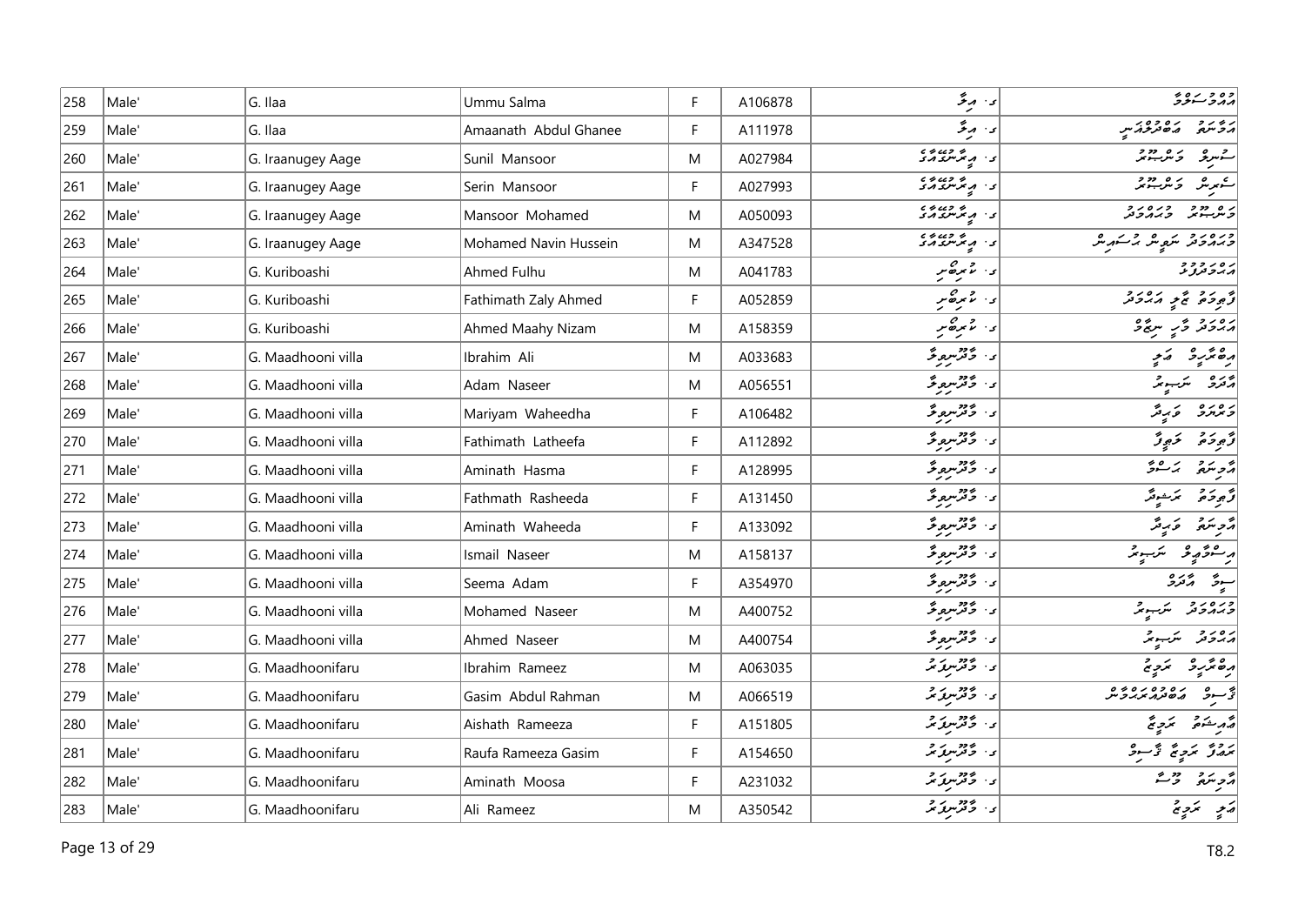| 258 | Male' | G. Ilaa | Ummu Salma | F | A106878 | ގ. އިލާ | އުއްމު ސަލްމާ |
|---|---|---|---|---|---|---|---|
| 259 | Male' | G. Ilaa | Amaanath Abdul Ghanee | F | A111978 | ގ. އިލާ | އަމާނަތު އަބްދުލްޣަނީ |
| 260 | Male' | G. Iraanugey Aage | Sunil Mansoor | M | A027984 | ގ. އިރާނުގެއާގެ | ސުނިލް މަންސޫރު |
| 261 | Male' | G. Iraanugey Aage | Serin Mansoor | F | A027993 | ގ. އިރާނުގެއާގެ | ސެރިން މަންސޫރު |
| 262 | Male' | G. Iraanugey Aage | Mansoor Mohamed | M | A050093 | ގ. އިރާނުގެއާގެ | މަންސޫރު މުހައްމަދު |
| 263 | Male' | G. Iraanugey Aage | Mohamed Navin Hussein | M | A347528 | ގ. އިރާނުގެއާގެ | މުހައްމަދު ނަވިން ހުސައިން |
| 264 | Male' | G. Kuriboashi | Ahmed Fulhu | M | A041783 | ގ. ކުރިބޯށި | އަހްމަދުފުޅު |
| 265 | Male' | G. Kuriboashi | Fathimath Zaly Ahmed | F | A052859 | ގ. ކުރިބޯށި | ފާތިމަތު ޒާލީ އަހްމަދު |
| 266 | Male' | G. Kuriboashi | Ahmed Maahy Nizam | M | A158359 | ގ. ކުރިބޯށި | އަހްމަދު މާހީ ނިޒާމް |
| 267 | Male' | G. Maadhooni villa | Ibrahim Ali | M | A033683 | ގ. މާދޫނިވިލާ | އިބްރާހީމް ޢަލީ |
| 268 | Male' | G. Maadhooni villa | Adam Naseer | M | A056551 | ގ. މާދޫނިވިލާ | އާދަމް ނަސީރު |
| 269 | Male' | G. Maadhooni villa | Mariyam Waheedha | F | A106482 | ގ. މާދޫނިވިލާ | މަރިޔަމް ވަހީދާ |
| 270 | Male' | G. Maadhooni villa | Fathimath Latheefa | F | A112892 | ގ. މާދޫނިވިލާ | ފާތިމަތު ލަތީފާ |
| 271 | Male' | G. Maadhooni villa | Aminath Hasma | F | A128995 | ގ. މާދޫނިވިލާ | އާމިނަތު ހަސްމާ |
| 272 | Male' | G. Maadhooni villa | Fathmath Rasheeda | F | A131450 | ގ. މާދޫނިވިލާ | ފާތިމަތު ރަޝީދާ |
| 273 | Male' | G. Maadhooni villa | Aminath Waheeda | F | A133092 | ގ. މާދޫނިވިލާ | އާމިނަތު ވަހީދާ |
| 274 | Male' | G. Maadhooni villa | Ismail Naseer | M | A158137 | ގ. މާދޫނިވިލާ | އިސްމާޢީލް ނަސީރު |
| 275 | Male' | G. Maadhooni villa | Seema Adam | F | A354970 | ގ. މާދޫނިވިލާ | ސީމާ އާދަމް |
| 276 | Male' | G. Maadhooni villa | Mohamed Naseer | M | A400752 | ގ. މާދޫނިވިލާ | މުހައްމަދު ނަސީރު |
| 277 | Male' | G. Maadhooni villa | Ahmed Naseer | M | A400754 | ގ. މާދޫނިވިލާ | އަހްމަދު ނަސީރު |
| 278 | Male' | G. Maadhoonifaru | Ibrahim Rameez | M | A063035 | ގ. މާދޫނިފަރު | އިބްރާހީމް ރަމީޒު |
| 279 | Male' | G. Maadhoonifaru | Gasim Abdul Rahman | M | A066519 | ގ. މާދޫނިފަރު | ޤާސިމް އަބްދުއްރަޙްމާން |
| 280 | Male' | G. Maadhoonifaru | Aishath Rameeza | F | A151805 | ގ. މާދޫނިފަރު | އާއިޝަތު ރަމީޒާ |
| 281 | Male' | G. Maadhoonifaru | Raufa Rameeza Gasim | F | A154650 | ގ. މާދޫނިފަރު | ރައުފާ ރަމީޒާ ޤާސިމް |
| 282 | Male' | G. Maadhoonifaru | Aminath Moosa | F | A231032 | ގ. މާދޫނިފަރު | އާމިނަތު މޫސާ |
| 283 | Male' | G. Maadhoonifaru | Ali Rameez | M | A350542 | ގ. މާދޫނިފަރު | ޢަލީ ރަމީޒު |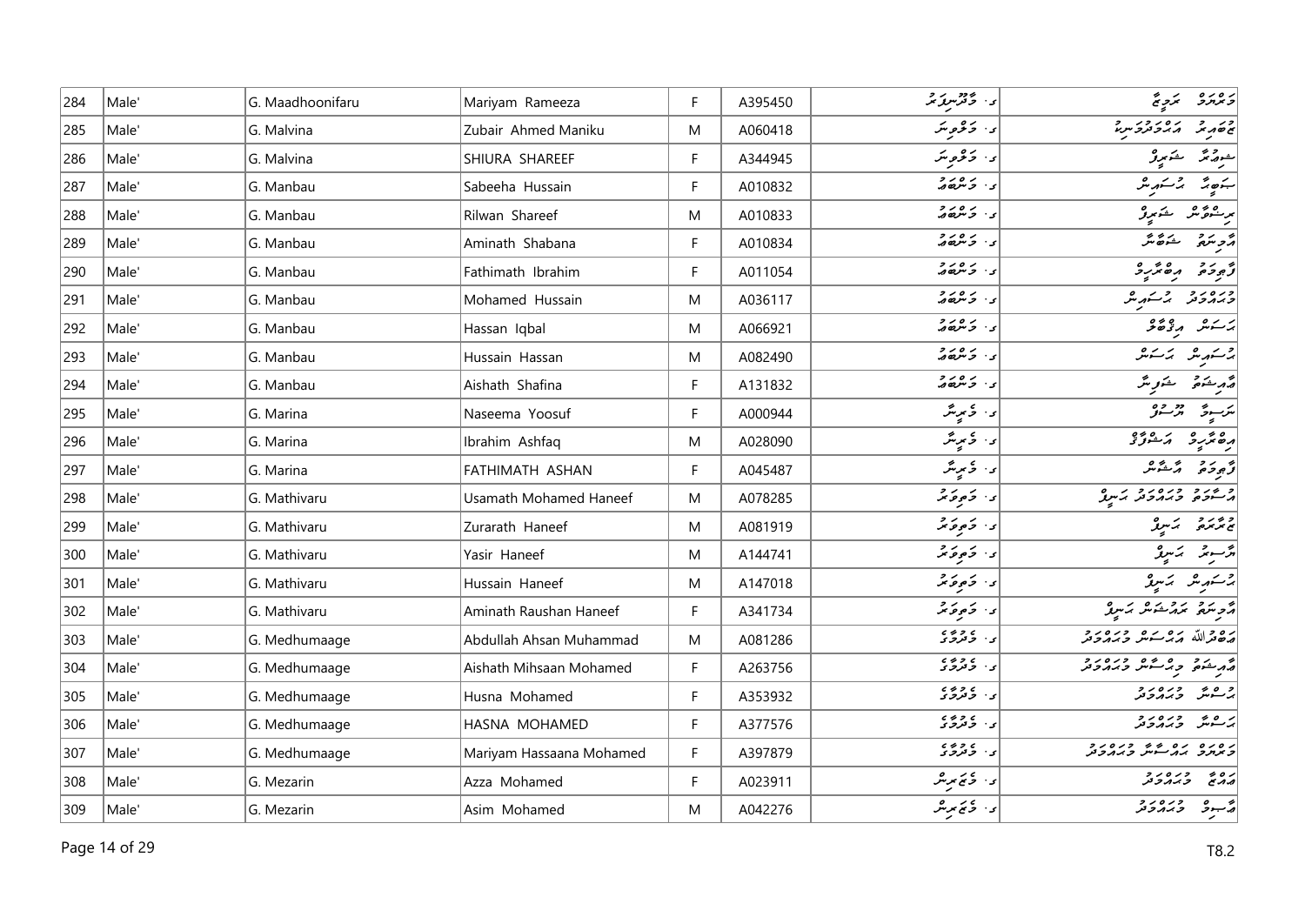| 284 | Male' | G. Maadhoonifaru | Mariyam Rameeza | F | A395450 | ގ. މާދޫނިފަރު | މަރިޔަމް ރަމީޒާ |
|---|---|---|---|---|---|---|---|
| 285 | Male' | G. Malvina | Zubair Ahmed Maniku | M | A060418 | ގ. މަލްވިނަ | ޒުބައިރު އަހުމަދުމަނިކު |
| 286 | Male' | G. Malvina | SHIURA SHAREEF | F | A344945 | ގ. މަލްވިނަ | ޝިއުރާ ޝަރީފު |
| 287 | Male' | G. Manbau | Sabeeha Hussain | F | A010832 | ގ. މަންބައު | ސަބީހާ ހުސައިން |
| 288 | Male' | G. Manbau | Rilwan Shareef | M | A010833 | ގ. މަންބައު | ރިލްވާން ޝަރީފު |
| 289 | Male' | G. Manbau | Aminath Shabana | F | A010834 | ގ. މަންބައު | އާމިނަތު ޝަބާނާ |
| 290 | Male' | G. Manbau | Fathimath Ibrahim | F | A011054 | ގ. މަންބައު | ފާތިމަތު އިބްރާހީމް |
| 291 | Male' | G. Manbau | Mohamed Hussain | M | A036117 | ގ. މަންބައު | މުހައްމަދު ހުސައިން |
| 292 | Male' | G. Manbau | Hassan Iqbal | M | A066921 | ގ. މަންބައު | ހަސަން އިޤްބާލް |
| 293 | Male' | G. Manbau | Hussain Hassan | M | A082490 | ގ. މަންބައު | ހުސައިން ހަސަން |
| 294 | Male' | G. Manbau | Aishath Shafina | F | A131832 | ގ. މަންބައު | އައިޝަތު ޝަފީނާ |
| 295 | Male' | G. Marina | Naseema Yoosuf | F | A000944 | ގ. މެރީނާ | ނަސީމާ ޔޫސުފް |
| 296 | Male' | G. Marina | Ibrahim Ashfaq | M | A028090 | ގ. މެރީނާ | އިބްރާހީމް އަޝްފާޤް |
| 297 | Male' | G. Marina | FATHIMATH ASHAN | F | A045487 | ގ. މެރީނާ | ފާތިމަތު އަޝާން |
| 298 | Male' | G. Mathivaru | Usamath Mohamed Haneef | M | A078285 | ގ. މަތިވަރު | އުސާމަތު މުހައްމަދު ހަނީފް |
| 299 | Male' | G. Mathivaru | Zurarath Haneef | M | A081919 | ގ. މަތިވަރު | ޒުރާރަތު ހަނީފް |
| 300 | Male' | G. Mathivaru | Yasir Haneef | M | A144741 | ގ. މަތިވަރު | ޔާސިރު ހަނީފް |
| 301 | Male' | G. Mathivaru | Hussain Haneef | M | A147018 | ގ. މަތިވަރު | ހުސައިން ހަނީފް |
| 302 | Male' | G. Mathivaru | Aminath Raushan Haneef | F | A341734 | ގ. މަތިވަރު | އާމިނަތު ރައުޝަން ހަނީފް |
| 303 | Male' | G. Medhumaage | Abdullah Ahsan Muhammad | M | A081286 | ގ. މެދުމާގެ | އަބްދުﷲ އަޙްސަން މުޙައްމަދު |
| 304 | Male' | G. Medhumaage | Aishath Mihsaan Mohamed | F | A263756 | ގ. މެދުމާގެ | އައިޝަތު މިޙްސާން މުހައްމަދު |
| 305 | Male' | G. Medhumaage | Husna Mohamed | F | A353932 | ގ. މެދުމާގެ | ހުސްނާ މުހައްމަދު |
| 306 | Male' | G. Medhumaage | HASNA MOHAMED | F | A377576 | ގ. މެދުމާގެ | ހަސްނާ މުހައްމަދު |
| 307 | Male' | G. Medhumaage | Mariyam Hassaana Mohamed | F | A397879 | ގ. މެދުމާގެ | މަރިޔަމް ހައްސާނާ މުހައްމަދު |
| 308 | Male' | G. Mezarin | Azza Mohamed | F | A023911 | ގ. މެޒަރިން | އައްޒާ މުހައްމަދު |
| 309 | Male' | G. Mezarin | Asim Mohamed | M | A042276 | ގ. މެޒަރިން | އާސިމް މުހައްމަދު |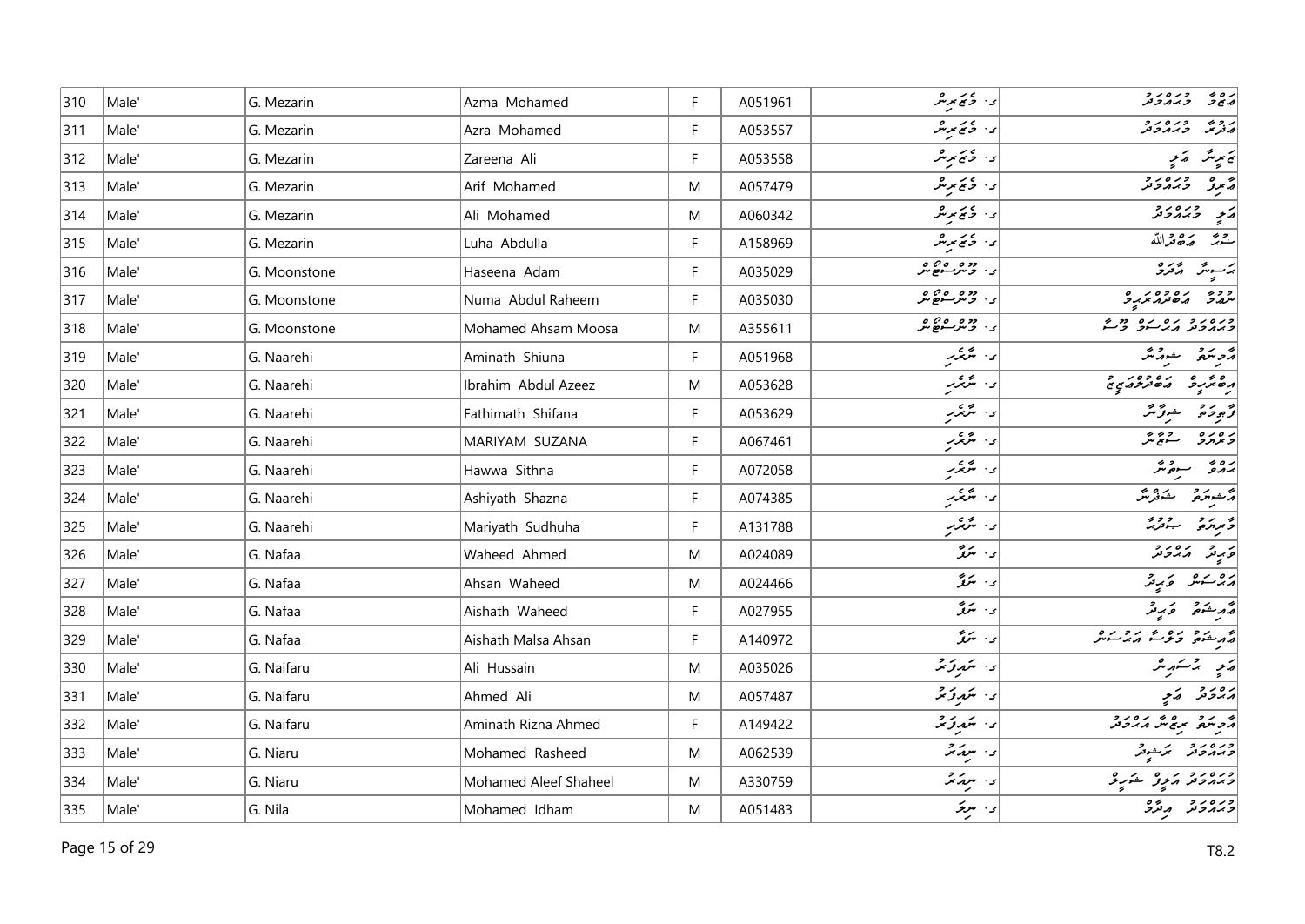| 310 | Male' | G. Mezarin | Azma Mohamed | F | A051961 | ގ. މެޒަރިން | އަޒްމާ މުޙައްމަދު |
|---|---|---|---|---|---|---|---|
| 311 | Male' | G. Mezarin | Azra Mohamed | F | A053557 | ގ. މެޒަރިން | އަޒްރާ މުޙައްމަދު |
| 312 | Male' | G. Mezarin | Zareena Ali | F | A053558 | ގ. މެޒަރިން | ޒަރީނާ އަލި |
| 313 | Male' | G. Mezarin | Arif Mohamed | M | A057479 | ގ. މެޒަރިން | އާރިފް މުޙައްމަދު |
| 314 | Male' | G. Mezarin | Ali Mohamed | M | A060342 | ގ. މެޒަރިން | އަލި މުޙައްމަދު |
| 315 | Male' | G. Mezarin | Luha Abdulla | F | A158969 | ގ. މެޒަރިން | ލުހާ އަބްދުﷲ |
| 316 | Male' | G. Moonstone | Haseena Adam | F | A035029 | ގ. މޫންސްޓޯން | ހަސީނާ އާދަމް |
| 317 | Male' | G. Moonstone | Numa Abdul Raheem | F | A035030 | ގ. މޫންސްޓޯން | ނުޢުމާ އަބްދުއްރަޙީމް |
| 318 | Male' | G. Moonstone | Mohamed Ahsam Moosa | M | A355611 | ގ. މޫންސްޓޯން | މުޙައްމަދު އަޙްސަމް މޫސާ |
| 319 | Male' | G. Naarehi | Aminath Shiuna | F | A051968 | ގ. ނާރެހި | އާމިނަތު ޝިއުނާ |
| 320 | Male' | G. Naarehi | Ibrahim Abdul Azeez | M | A053628 | ގ. ނާރެހި | އިބްރާހީމް އަބްދުލްޢަޒީޒް |
| 321 | Male' | G. Naarehi | Fathimath Shifana | F | A053629 | ގ. ނާރެހި | ފާތިމަތު ޝިފާނާ |
| 322 | Male' | G. Naarehi | MARIYAM SUZANA | F | A067461 | ގ. ނާރެހި | މަރިޔަމް ސުޒާނާ |
| 323 | Male' | G. Naarehi | Hawwa Sithna | F | A072058 | ގ. ނާރެހި | ހައްވާ ސިތްނާ |
| 324 | Male' | G. Naarehi | Ashiyath Shazna | F | A074385 | ގ. ނާރެހި | އާސިޔަތު ޝަޒްނާ |
| 325 | Male' | G. Naarehi | Mariyath Sudhuha | F | A131788 | ގ. ނާރެހި | މާރިޔަތު ސުދުހާ |
| 326 | Male' | G. Nafaa | Waheed Ahmed | M | A024089 | ގ. ނަފާ | ވަޙީދު އަޙްމަދު |
| 327 | Male' | G. Nafaa | Ahsan Waheed | M | A024466 | ގ. ނަފާ | އަޙްސަން ވަޙީދު |
| 328 | Male' | G. Nafaa | Aishath Waheed | F | A027955 | ގ. ނަފާ | އައިޝަތު ވަޙީދު |
| 329 | Male' | G. Nafaa | Aishath Malsa Ahsan | F | A140972 | ގ. ނަފާ | އައިޝަތު މަލްސާ އަޙްސަން |
| 330 | Male' | G. Naifaru | Ali Hussain | M | A035026 | ގ. ނައިފަރު | އަލި ހުސައިން |
| 331 | Male' | G. Naifaru | Ahmed Ali | M | A057487 | ގ. ނައިފަރު | އަޙްމަދު އަލި |
| 332 | Male' | G. Naifaru | Aminath Rizna Ahmed | F | A149422 | ގ. ނައިފަރު | އާމިނަތު ރިޒްނާ އަޙްމަދު |
| 333 | Male' | G. Niaru | Mohamed Rasheed | M | A062539 | ގ. ނިއަރު | މުޙައްމަދު ރަޝީދު |
| 334 | Male' | G. Niaru | Mohamed Aleef Shaheel | M | A330759 | ގ. ނިއަރު | މުޙައްމަދު އަލީފު ޝަހީލް |
| 335 | Male' | G. Nila | Mohamed Idham | M | A051483 | ގ. ނިލަ | މުޙައްމަދު އިދްހާމް |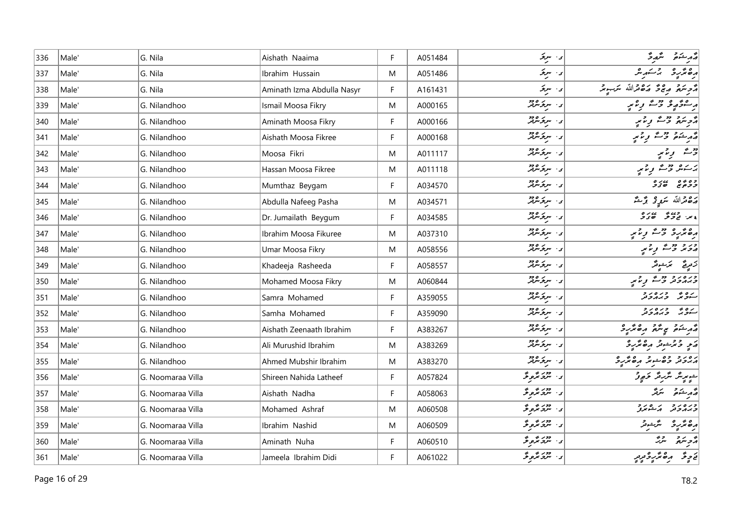| 336 | Male' | G. Nila | Aishath Naaima | F | A051484 | ގ. ނިލާ | އައިޝަތު ނާއިމާ |
|---|---|---|---|---|---|---|---|
| 337 | Male' | G. Nila | Ibrahim Hussain | M | A051486 | ގ. ނިލާ | އިބްރާހީމް ހުސައިން |
| 338 | Male' | G. Nila | Aminath Izma Abdulla Nasyr | F | A161431 | ގ. ނިލާ | އާމިނަތު އިޒްމާ އަބްދުاللّٰه ނަސީރު |
| 339 | Male' | G. Nilandhoo | Ismail Moosa Fikry | M | A000165 | ގ. ނިލަންދޫ | އިސްމާޢީލް މޫސާ ފިކުރީ |
| 340 | Male' | G. Nilandhoo | Aminath Moosa Fikry | F | A000166 | ގ. ނިލަންދޫ | އާމިނަތު މޫސާ ފިކުރީ |
| 341 | Male' | G. Nilandhoo | Aishath Moosa Fikree | F | A000168 | ގ. ނިލަންދޫ | އައިޝަތު މޫސާ ފިކުރީ |
| 342 | Male' | G. Nilandhoo | Moosa Fikri | M | A011117 | ގ. ނިލަންދޫ | މޫސާ ފިކުރީ |
| 343 | Male' | G. Nilandhoo | Hassan Moosa Fikree | M | A011118 | ގ. ނިލަންދޫ | ހަސަން މޫސާ ފިކުރީ |
| 344 | Male' | G. Nilandhoo | Mumthaz Beygam | F | A034570 | ގ. ނިލަންދޫ | މުމްތާޒް ބޭގަމް |
| 345 | Male' | G. Nilandhoo | Abdulla Nafeeg Pasha | M | A034571 | ގ. ނިލަންދޫ | އަބްދުاللّٰه ނަފީގު ޕާޝާ |
| 346 | Male' | G. Nilandhoo | Dr. Jumailath Beygum | F | A034585 | ގ. ނިލަންދޫ | ޑރ. ޖުމައިލަތު ބޭގަމް |
| 347 | Male' | G. Nilandhoo | Ibrahim Moosa Fikuree | M | A037310 | ގ. ނިލަންދޫ | އިބްރާހީމް މޫސާ ފިކުރީ |
| 348 | Male' | G. Nilandhoo | Umar Moosa Fikry | M | A058556 | ގ. ނިލަންދޫ | އުމަރު މޫސާ ފިކުރީ |
| 349 | Male' | G. Nilandhoo | Khadeeja Rasheeda | F | A058557 | ގ. ނިލަންދޫ | ޚަދީޖާ ރަޝީދާ |
| 350 | Male' | G. Nilandhoo | Mohamed Moosa Fikry | M | A060844 | ގ. ނިލަންދޫ | މުޙައްމަދު މޫސާ ފިކުރީ |
| 351 | Male' | G. Nilandhoo | Samra Mohamed | F | A359055 | ގ. ނިލަންދޫ | ސަމްރާ މުޙައްމަދު |
| 352 | Male' | G. Nilandhoo | Samha Mohamed | F | A359090 | ގ. ނިލަންދޫ | ސަމްހާ މުޙައްމަދު |
| 353 | Male' | G. Nilandhoo | Aishath Zeenaath Ibrahim | F | A383267 | ގ. ނިލަންދޫ | އައިޝަތު ޒީނާތު އިބްރާހީމް |
| 354 | Male' | G. Nilandhoo | Ali Murushid Ibrahim | M | A383269 | ގ. ނިލަންދޫ | އަލި މުރުޝިދު އިބްރާހީމް |
| 355 | Male' | G. Nilandhoo | Ahmed Mubshir Ibrahim | M | A383270 | ގ. ނިލަންދޫ | އަޙްމަދު މުބްޝިރު އިބްރާހީމް |
| 356 | Male' | G. Noomaraa Villa | Shireen Nahida Latheef | F | A057824 | ގ. ނޫމަރާވިލާ | ޝިރީން ނާހިދާ ލަޠީފު |
| 357 | Male' | G. Noomaraa Villa | Aishath Nadha | F | A058063 | ގ. ނޫމަރާވިލާ | އައިޝަތު ނަދާ |
| 358 | Male' | G. Noomaraa Villa | Mohamed Ashraf | M | A060508 | ގ. ނޫމަރާވިލާ | މުޙައްމަދު އަޝްރަފު |
| 359 | Male' | G. Noomaraa Villa | Ibrahim Nashid | M | A060509 | ގ. ނޫމަރާވިލާ | އިބްރާހީމް ނާޝިދު |
| 360 | Male' | G. Noomaraa Villa | Aminath Nuha | F | A060510 | ގ. ނޫމަރާވިލާ | އާމިނަތު ނުހާ |
| 361 | Male' | G. Noomaraa Villa | Jameela Ibrahim Didi | F | A061022 | ގ. ނޫމަރާވިލާ | ޖަމީލާ އިބްރާހީމްދީދީ |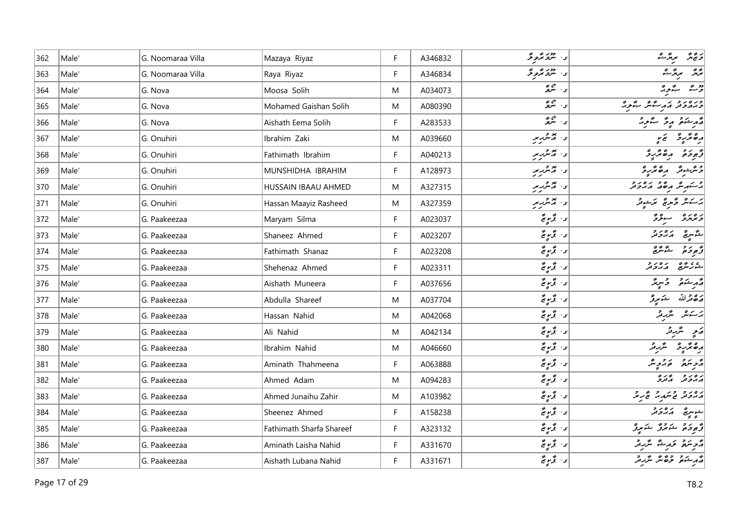| 362 | Male' | G. Noomaraa Villa | Mazaya Riyaz | F | A346832 | ގ. ނޫމަރާވިލާ | މަޒާޔާ ރިޔާޒް |
|---|---|---|---|---|---|---|---|
| 363 | Male' | G. Noomaraa Villa | Raya Riyaz | F | A346834 | ގ. ނޫމަރާވިލާ | ރާޔާ ރިޔާޒް |
| 364 | Male' | G. Nova | Moosa Solih | M | A034073 | ގ. ނޯވާ | މޫސާ ސާލިހު |
| 365 | Male' | G. Nova | Mohamed Gaishan Solih | M | A080390 | ގ. ނޯވާ | މުހައްމަދު ގައިޝާން ސާލިހު |
| 366 | Male' | G. Nova | Aishath Eema Solih | F | A283533 | ގ. ނޯވާ | އައިޝަތު އީމާ ސާލިހު |
| 367 | Male' | G. Onuhiri | Ibrahim Zaki | M | A039660 | ގ. އޮނުހިރި | އިބްރާހީމް ޒަކީ |
| 368 | Male' | G. Onuhiri | Fathimath Ibrahim | F | A040213 | ގ. އޮނުހިރި | ފާތިމަތު އިބްރާހީމް |
| 369 | Male' | G. Onuhiri | MUNSHIDHA IBRAHIM | F | A128973 | ގ. އޮނުހިރި | މުންޝިދާ އިބްރާހީމް |
| 370 | Male' | G. Onuhiri | HUSSAIN IBAAU AHMED | M | A327315 | ގ. އޮނުހިރި | ހުސައިން އިބާއު އަހުމަދު |
| 371 | Male' | G. Onuhiri | Hassan Maayiz Rasheed | M | A327359 | ގ. އޮނުހިރި | ހަސަން މާއިޒު ރަޝީދު |
| 372 | Male' | G. Paakeezaa | Maryam Silma | F | A023037 | ގ. ޕާކީޒާ | މަރިޔަމް ސިލްމާ |
| 373 | Male' | G. Paakeezaa | Shaneez Ahmed | F | A023207 | ގ. ޕާކީޒާ | ޝާނީޒް އަހުމަދު |
| 374 | Male' | G. Paakeezaa | Fathimath Shanaz | F | A023208 | ގ. ޕާކީޒާ | ފާތިމަތު ޝާނާޒް |
| 375 | Male' | G. Paakeezaa | Shehenaz Ahmed | F | A023311 | ގ. ޕާކީޒާ | ޝެހެނާޒް އަހުމަދު |
| 376 | Male' | G. Paakeezaa | Aishath Muneera | F | A037656 | ގ. ޕާކީޒާ | އައިޝަތު މުނީރާ |
| 377 | Male' | G. Paakeezaa | Abdulla Shareef | M | A037704 | ގ. ޕާކީޒާ | އަބްދުﷲ ޝަރީފް |
| 378 | Male' | G. Paakeezaa | Hassan Nahid | M | A042068 | ގ. ޕާކީޒާ | ހަސަން ނާހިދު |
| 379 | Male' | G. Paakeezaa | Ali Nahid | M | A042134 | ގ. ޕާކީޒާ | އަލި ނާހިދު |
| 380 | Male' | G. Paakeezaa | Ibrahim Nahid | M | A046660 | ގ. ޕާކީޒާ | އިބްރާހީމް ނާހިދު |
| 381 | Male' | G. Paakeezaa | Aminath Thahmeena | F | A063888 | ގ. ޕާކީޒާ | އާމިނަތު ތަހުމީނާ |
| 382 | Male' | G. Paakeezaa | Ahmed Adam | M | A094283 | ގ. ޕާކީޒާ | އަހުމަދު އާދަމް |
| 383 | Male' | G. Paakeezaa | Ahmed Junaihu Zahir | M | A103982 | ގ. ޕާކީޒާ | އަހުމަދު ޖުނައިހު ޒާހިރު |
| 384 | Male' | G. Paakeezaa | Sheenez Ahmed | F | A158238 | ގ. ޕާކީޒާ | ޝީނީޒް އަހުމަދު |
| 385 | Male' | G. Paakeezaa | Fathimath Sharfa Shareef | F | A323132 | ގ. ޕާކީޒާ | ފާތިމަތު ޝަރުފާ ޝަރީފް |
| 386 | Male' | G. Paakeezaa | Aminath Laisha Nahid | F | A331670 | ގ. ޕާކީޒާ | އާމިނަތު ލައިޝާ ނާހިދު |
| 387 | Male' | G. Paakeezaa | Aishath Lubana Nahid | F | A331671 | ގ. ޕާކީޒާ | އައިޝަތު ލުބާނާ ނާހިދު |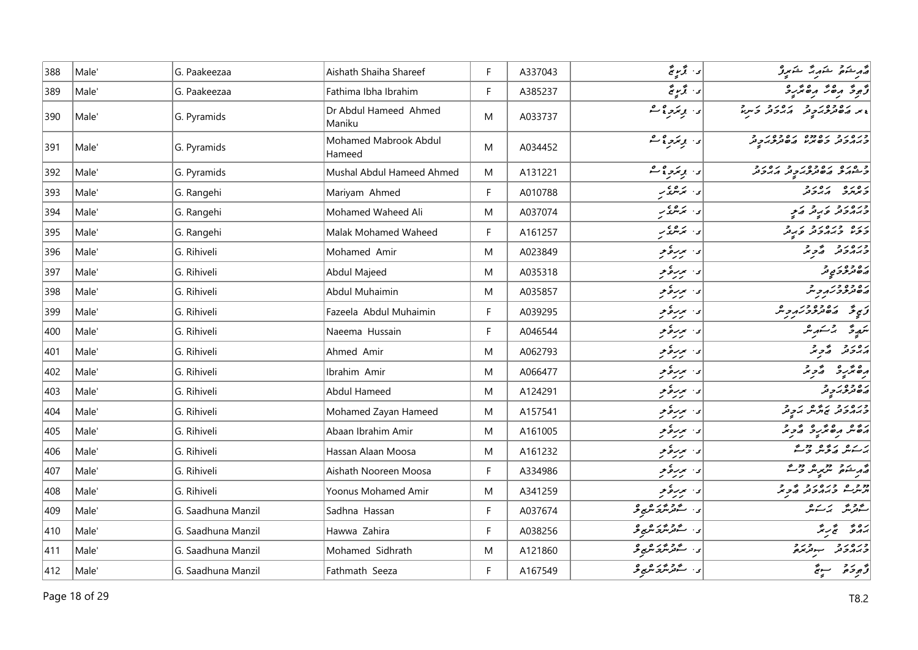| 388 | Male' | G. Paakeezaa | Aishath Shaiha Shareef | F | A337043 | ގ. ޕާކީޒާ | އާއިޝަތު ޝައިހާ ޝަރީފު |
|---|---|---|---|---|---|---|---|
| 389 | Male' | G. Paakeezaa | Fathima Ibha Ibrahim | F | A385237 | ގ. ޕާކީޒާ | ފާތިމާ އިބާ އިބްރާހީމް |
| 390 | Male' | G. Pyramids | Dr Abdul Hameed Ahmed Maniku | M | A033737 | ގ. ޕިރަމިޑްސް | ޑރ އަބްދުލްޙަމީދު އަޙްމަދު މަނިކު |
| 391 | Male' | G. Pyramids | Mohamed Mabrook Abdul Hameed | M | A034452 | ގ. ޕިރަމިޑްސް | މުޙައްމަދު މަބްރޫކް އަބްދުލްޙަމީދު |
| 392 | Male' | G. Pyramids | Mushal Abdul Hameed Ahmed | M | A131221 | ގ. ޕިރަމިޑްސް | މުޝައްލް އަބްދުލްޙަމީދު އަޙްމަދު |
| 393 | Male' | G. Rangehi | Mariyam Ahmed | F | A010788 | ގ. ރަންގެހި | މަރިޔަމް އަޙްމަދު |
| 394 | Male' | G. Rangehi | Mohamed Waheed Ali | M | A037074 | ގ. ރަންގެހި | މުޙައްމަދު ވަޙީދު ޢަލީ |
| 395 | Male' | G. Rangehi | Malak Mohamed Waheed | F | A161257 | ގ. ރަންގެހި | މަލަކް މުޙައްމަދު ވަޙީދު |
| 396 | Male' | G. Rihiveli | Mohamed Amir | M | A023849 | ގ. ރިހިވެލި | މުޙައްމަދު އާމިރު |
| 397 | Male' | G. Rihiveli | Abdul Majeed | M | A035318 | ގ. ރިހިވެލި | އަބްދުލްމަޖީދު |
| 398 | Male' | G. Rihiveli | Abdul Muhaimin | M | A035857 | ގ. ރިހިވެލި | އަބްދުލްމުހައިމިން |
| 399 | Male' | G. Rihiveli | Fazeela Abdul Muhaimin | F | A039295 | ގ. ރިހިވެލި | ފަޟީލާ އަބްދުލްމުހައިމިން |
| 400 | Male' | G. Rihiveli | Naeema Hussain | F | A046544 | ގ. ރިހިވެލި | ނައީމާ ހުސައިން |
| 401 | Male' | G. Rihiveli | Ahmed Amir | M | A062793 | ގ. ރިހިވެލި | އަޙްމަދު އާމިރު |
| 402 | Male' | G. Rihiveli | Ibrahim Amir | M | A066477 | ގ. ރިހިވެލި | އިބްރާހީމް އާމިރު |
| 403 | Male' | G. Rihiveli | Abdul Hameed | M | A124291 | ގ. ރިހިވެލި | އަބްދުލްޙަމީދު |
| 404 | Male' | G. Rihiveli | Mohamed Zayan Hameed | M | A157541 | ގ. ރިހިވެލި | މުޙައްމަދު ޒަޔާން ޙަމީދު |
| 405 | Male' | G. Rihiveli | Abaan Ibrahim Amir | M | A161005 | ގ. ރިހިވެލި | އަބާން އިބްރާހީމް އާމިރު |
| 406 | Male' | G. Rihiveli | Hassan Alaan Moosa | M | A161232 | ގ. ރިހިވެލި | ޙަސަން އަލާން މޫސާ |
| 407 | Male' | G. Rihiveli | Aishath Nooreen Moosa | F | A334986 | ގ. ރިހިވެލި | އާއިޝަތު ނޫރީން މޫސާ |
| 408 | Male' | G. Rihiveli | Yoonus Mohamed Amir | M | A341259 | ގ. ރިހިވެލި | ޔޫނުސް މުޙައްމަދު އާމިރު |
| 409 | Male' | G. Saadhuna Manzil | Sadhna Hassan | F | A037674 | ގ. ސާދުނާ މަންޒިލް | ސާދުނާ ހަސަން |
| 410 | Male' | G. Saadhuna Manzil | Hawwa Zahira | F | A038256 | ގ. ސާދުނާ މަންޒިލް | ހައްވާ ޒާހިރާ |
| 411 | Male' | G. Saadhuna Manzil | Mohamed Sidhrath | M | A121860 | ގ. ސާދުނާ މަންޒިލް | މުޙައްމަދު ސިދްރަތު |
| 412 | Male' | G. Saadhuna Manzil | Fathmath Seeza | F | A167549 | ގ. ސާދުނާ މަންޒިލް | ފާތިމަތު ސީޒާ |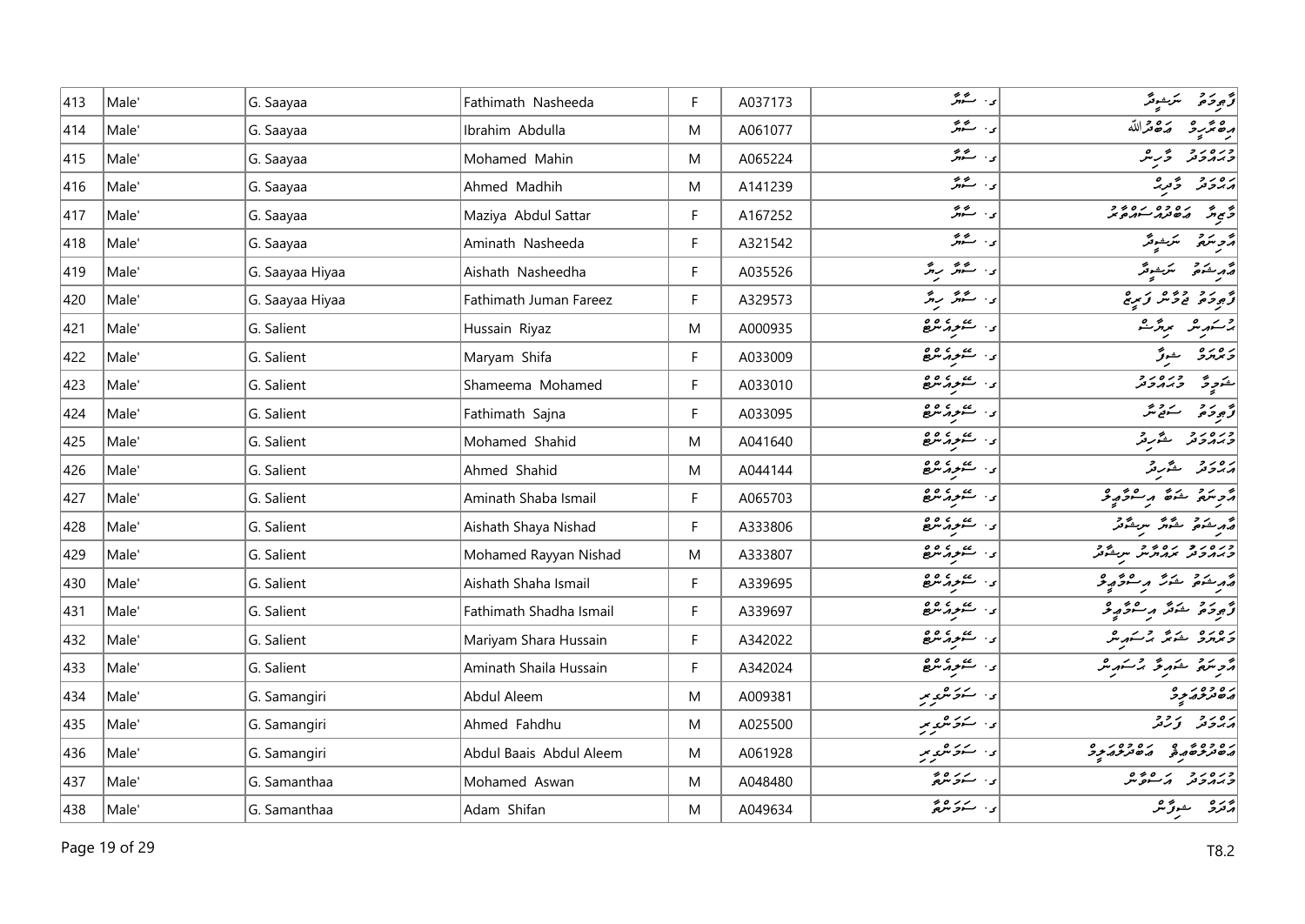| 413 | Male' | G. Saayaa | Fathimath Nasheeda | F | A037173 | ގ. ސާޔާ | ފާތިމަތު ނަޝީދާ |
|---|---|---|---|---|---|---|---|
| 414 | Male' | G. Saayaa | Ibrahim Abdulla | M | A061077 | ގ. ސާޔާ | އިބްރާހީމް އަބްދުﷲ |
| 415 | Male' | G. Saayaa | Mohamed Mahin | M | A065224 | ގ. ސާޔާ | މުޙައްމަދު މާހިން |
| 416 | Male' | G. Saayaa | Ahmed Madhih | M | A141239 | ގ. ސާޔާ | އަޙްމަދު މާދިޙް |
| 417 | Male' | G. Saayaa | Maziya Abdul Sattar | F | A167252 | ގ. ސާޔާ | މާޒިޔާ އަބްދުލްސައްތާރު |
| 418 | Male' | G. Saayaa | Aminath Nasheeda | F | A321542 | ގ. ސާޔާ | އާމިނަތު ނަޝީދާ |
| 419 | Male' | G. Saayaa Hiyaa | Aishath Nasheedha | F | A035526 | ގ. ސާޔާ ހިޔާ | އާއިޝަތު ނަޝީދާ |
| 420 | Male' | G. Saayaa Hiyaa | Fathimath Juman Fareez | F | A329573 | ގ. ސާޔާ ހިޔާ | ފާތިމަތު ޖުމާން ފަރީޒް |
| 421 | Male' | G. Salient | Hussain Riyaz | M | A000935 | ގ. ސެލިއަންޓް | ހުސައިން ރިޔާޒް |
| 422 | Male' | G. Salient | Maryam Shifa | F | A033009 | ގ. ސެލިއަންޓް | މަރްޔަމް ޝިފާ |
| 423 | Male' | G. Salient | Shameema Mohamed | F | A033010 | ގ. ސެލިއަންޓް | ޝަމީމާ މުޙައްމަދު |
| 424 | Male' | G. Salient | Fathimath Sajna | F | A033095 | ގ. ސެލިއަންޓް | ފާތިމަތު ސަޖްނާ |
| 425 | Male' | G. Salient | Mohamed Shahid | M | A041640 | ގ. ސެލިއަންޓް | މުޙައްމަދު ޝާހިދު |
| 426 | Male' | G. Salient | Ahmed Shahid | M | A044144 | ގ. ސެލިއަންޓް | އަޙްމަދު ޝާހިދު |
| 427 | Male' | G. Salient | Aminath Shaba Ismail | F | A065703 | ގ. ސެލިއަންޓް | އާމިނަތު ޝަބާ އިސްމާއީލް |
| 428 | Male' | G. Salient | Aishath Shaya Nishad | F | A333806 | ގ. ސެލިއަންޓް | އާއިޝަތު ޝާޔާ ނިޝާދު |
| 429 | Male' | G. Salient | Mohamed Rayyan Nishad | M | A333807 | ގ. ސެލިއަންޓް | މުޙައްމަދު ރައްޔާން ނިޝާދު |
| 430 | Male' | G. Salient | Aishath Shaha Ismail | F | A339695 | ގ. ސެލިއަންޓް | އާއިޝަތު ޝަހާ އިސްމާއީލް |
| 431 | Male' | G. Salient | Fathimath Shadha Ismail | F | A339697 | ގ. ސެލިއަންޓް | ފާތިމަތު ޝަދާ އިސްމާއީލް |
| 432 | Male' | G. Salient | Mariyam Shara Hussain | F | A342022 | ގ. ސެލިއަންޓް | މަރިޔަމް ޝަރާ ހުސައިން |
| 433 | Male' | G. Salient | Aminath Shaila Hussain | F | A342024 | ގ. ސެލިއަންޓް | އާމިނަތު ޝައިލާ ހުސައިން |
| 434 | Male' | G. Samangiri | Abdul Aleem | M | A009381 | ގ. ސަމަންގިރި | އަބްދުލްއަލީމް |
| 435 | Male' | G. Samangiri | Ahmed Fahdhu | M | A025500 | ގ. ސަމަންގިރި | އަޙްމަދު ފަހުދު |
| 436 | Male' | G. Samangiri | Abdul Baais Abdul Aleem | M | A061928 | ގ. ސަމަންގިރި | އަބްދުލްބާއިސް އަބްދުލްއަލީމް |
| 437 | Male' | G. Samanthaa | Mohamed Aswan | M | A048480 | ގ. ސަމަންތާ | މުޙައްމަދު އަސްވާން |
| 438 | Male' | G. Samanthaa | Adam Shifan | M | A049634 | ގ. ސަމަންތާ | އާދަމް ޝިފާން |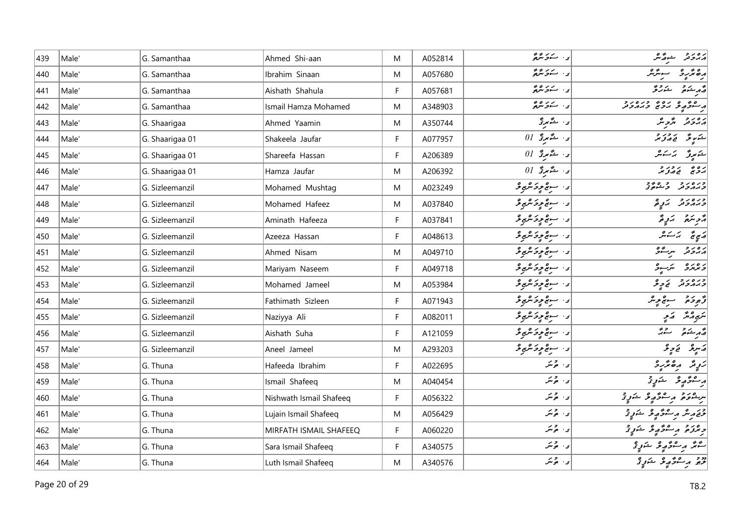| 439 | Male' | G. Samanthaa | Ahmed Shi-aan | M | A052814 | ގ. ސަމަންތާ | އަހުމަދު ޝިއާން |
|---|---|---|---|---|---|---|---|
| 440 | Male' | G. Samanthaa | Ibrahim Sinaan | M | A057680 | ގ. ސަމަންތާ | އިބްރާހީމް ސިނާން |
| 441 | Male' | G. Samanthaa | Aishath Shahula | F | A057681 | ގ. ސަމަންތާ | އާއިޝަތު ޝަހުލާ |
| 442 | Male' | G. Samanthaa | Ismail Hamza Mohamed | M | A348903 | ގ. ސަމަންތާ | އިސްމާއީލް ހަމްޒާ މުހައްމަދު |
| 443 | Male' | G. Shaarigaa | Ahmed Yaamin | M | A350744 | ގ. ޝާރިގާ | އަހުމަދު ޔާމިން |
| 444 | Male' | G. Shaarigaa 01 | Shakeela Jaufar | F | A077957 | ގ. ޝާރިގާ 01 | ޝަކީލާ ޖައުފަރު |
| 445 | Male' | G. Shaarigaa 01 | Shareefa Hassan | F | A206389 | ގ. ޝާރިގާ 01 | ޝަރީފާ ހަސަން |
| 446 | Male' | G. Shaarigaa 01 | Hamza Jaufar | M | A206392 | ގ. ޝާރިގާ 01 | ހަމްޒާ ޖައުފަރު |
| 447 | Male' | G. Sizleemanzil | Mohamed Mushtag | M | A023249 | ގ. ސިޒްލީމަންޒިލް | މުހައްމަދު މުޝްތާގު |
| 448 | Male' | G. Sizleemanzil | Mohamed Hafeez | M | A037840 | ގ. ސިޒްލީމަންޒިލް | މުހައްމަދު ހަފީޒު |
| 449 | Male' | G. Sizleemanzil | Aminath Hafeeza | F | A037841 | ގ. ސިޒްލީމަންޒިލް | އާމިނަތު ހަފީޒާ |
| 450 | Male' | G. Sizleemanzil | Azeeza Hassan | F | A048613 | ގ. ސިޒްލީމަންޒިލް | އަޒީޒާ ހަސަން |
| 451 | Male' | G. Sizleemanzil | Ahmed Nisam | M | A049710 | ގ. ސިޒްލީމަންޒިލް | އަހުމަދު ނިސާމް |
| 452 | Male' | G. Sizleemanzil | Mariyam Naseem | F | A049718 | ގ. ސިޒްލީމަންޒިލް | މަރިޔަމް ނަސީމް |
| 453 | Male' | G. Sizleemanzil | Mohamed Jameel | M | A053984 | ގ. ސިޒްލީމަންޒިލް | މުހައްމަދު ޖަމީލް |
| 454 | Male' | G. Sizleemanzil | Fathimath Sizleen | F | A071943 | ގ. ސިޒްލީމަންޒިލް | ފާތިމަތު ސިޒްލީން |
| 455 | Male' | G. Sizleemanzil | Naziyya Ali | F | A082011 | ގ. ސިޒްލީމަންޒިލް | ނަޒިއްޔާ އަލި |
| 456 | Male' | G. Sizleemanzil | Aishath Suha | F | A121059 | ގ. ސިޒްލީމަންޒިލް | އާއިޝަތު ސުހާ |
| 457 | Male' | G. Sizleemanzil | Aneel Jameel | M | A293203 | ގ. ސިޒްލީމަންޒިލް | އަނީލް ޖަމީލް |
| 458 | Male' | G. Thuna | Hafeeda Ibrahim | F | A022695 | ގ. ތުނަ | ހަފީދާ އިބްރާހީމް |
| 459 | Male' | G. Thuna | Ismail Shafeeq | M | A040454 | ގ. ތުނަ | އިސްމާއީލް ޝަފީޤު |
| 460 | Male' | G. Thuna | Nishwath Ismail Shafeeq | F | A056322 | ގ. ތުނަ | ނިޝްވަތު އިސްމާއީލް ޝަފީޤު |
| 461 | Male' | G. Thuna | Lujain Ismail Shafeeq | M | A056429 | ގ. ތުނަ | ލުޖައިން އިސްމާއީލް ޝަފީޤު |
| 462 | Male' | G. Thuna | MIRFATH ISMAIL SHAFEEQ | F | A060220 | ގ. ތުނަ | މިރްފަތު އިސްމާއީލް ޝަފީޤު |
| 463 | Male' | G. Thuna | Sara Ismail Shafeeq | F | A340575 | ގ. ތުނަ | ސާރާ އިސްމާއީލް ޝަފީޤު |
| 464 | Male' | G. Thuna | Luth Ismail Shafeeq | M | A340576 | ގ. ތުނަ | ލޫތު އިސްމާއީލް ޝަފީޤު |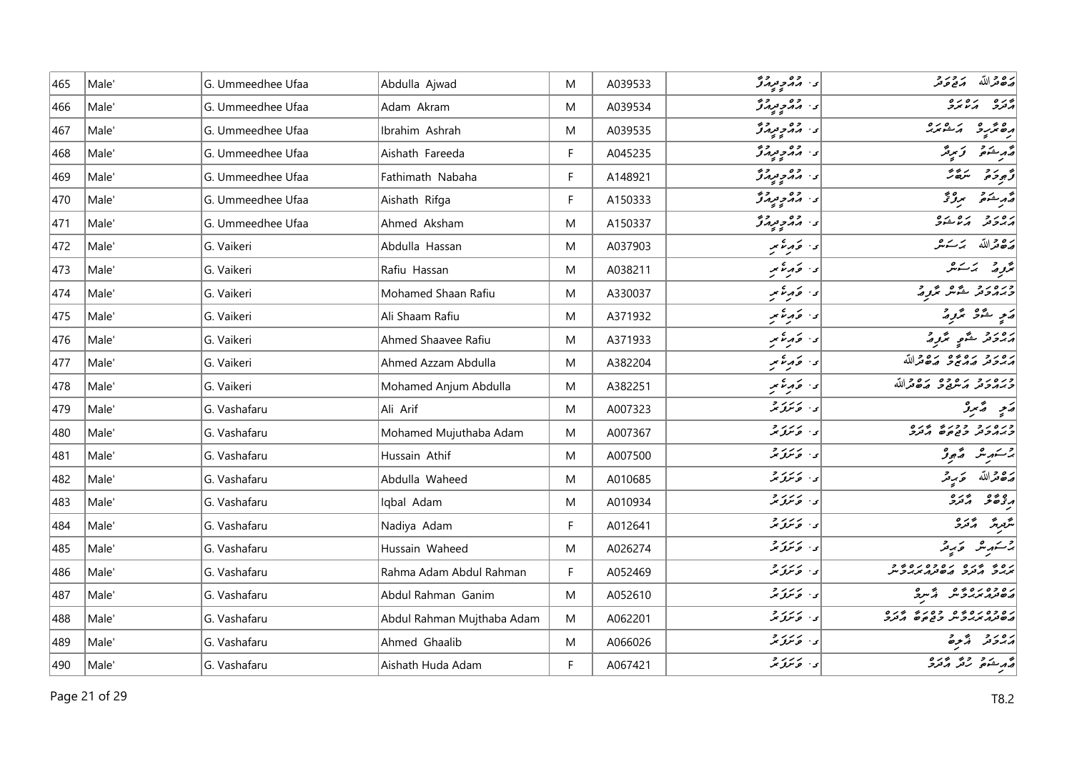| 465 | Male' | G. Ummeedhee Ufaa | Abdulla Ajwad | M | A039533 | ގ. އުއްމީދީއުފާ | އަބްދުﷲ އަޖުވަދު |
|---|---|---|---|---|---|---|---|
| 466 | Male' | G. Ummeedhee Ufaa | Adam Akram | M | A039534 | ގ. އުއްމީދީއުފާ | އާދަމް އަކްރަމް |
| 467 | Male' | G. Ummeedhee Ufaa | Ibrahim Ashrah | M | A039535 | ގ. އުއްމީދީއުފާ | އިބްރާހީމް އަޝްރަހް |
| 468 | Male' | G. Ummeedhee Ufaa | Aishath Fareeda | F | A045235 | ގ. އުއްމީދީއުފާ | އާއިޝަތު ފަރީދާ |
| 469 | Male' | G. Ummeedhee Ufaa | Fathimath Nabaha | F | A148921 | ގ. އުއްމީދީއުފާ | ފާތިމަތު ނަބާހާ |
| 470 | Male' | G. Ummeedhee Ufaa | Aishath Rifga | F | A150333 | ގ. އުއްމީދީއުފާ | އާއިޝަތު ރިފްގާ |
| 471 | Male' | G. Ummeedhee Ufaa | Ahmed Aksham | M | A150337 | ގ. އުއްމީދީއުފާ | އަހްމަދު އަކްޝަމް |
| 472 | Male' | G. Vaikeri | Abdulla Hassan | M | A037903 | ގ. ވައިކެރި | އަބްދުﷲ ހަސަން |
| 473 | Male' | G. Vaikeri | Rafiu Hassan | M | A038211 | ގ. ވައިކެރި | ރާފިއު ހަސަން |
| 474 | Male' | G. Vaikeri | Mohamed Shaan Rafiu | M | A330037 | ގ. ވައިކެރި | މުހައްމަދު ޝާން ރާފިއު |
| 475 | Male' | G. Vaikeri | Ali Shaam Rafiu | M | A371932 | ގ. ވައިކެރި | އަލި ޝާމް ރާފިއު |
| 476 | Male' | G. Vaikeri | Ahmed Shaavee Rafiu | M | A371933 | ގ. ވައިކެރި | އަހްމަދު ޝާވީ ރާފިއު |
| 477 | Male' | G. Vaikeri | Ahmed Azzam Abdulla | M | A382204 | ގ. ވައިކެރި | އަހްމަދު އައްޒާމް އަބްދުﷲ |
| 478 | Male' | G. Vaikeri | Mohamed Anjum Abdulla | M | A382251 | ގ. ވައިކެރި | މުހައްމަދު އަންޖުމް އަބްދުﷲ |
| 479 | Male' | G. Vashafaru | Ali Arif | M | A007323 | ގ. ވަޝަފަރު | އަލި އާރިފް |
| 480 | Male' | G. Vashafaru | Mohamed Mujuthaba Adam | M | A007367 | ގ. ވަޝަފަރު | މުހައްމަދު މުޖުތަބާ އާދަމް |
| 481 | Male' | G. Vashafaru | Hussain Athif | M | A007500 | ގ. ވަޝަފަރު | ހުސައިން އާތިފް |
| 482 | Male' | G. Vashafaru | Abdulla Waheed | M | A010685 | ގ. ވަޝަފަރު | އަބްދުﷲ ވަހީދު |
| 483 | Male' | G. Vashafaru | Iqbal Adam | M | A010934 | ގ. ވަޝަފަރު | އިქބާލް އާދަމް |
| 484 | Male' | G. Vashafaru | Nadiya Adam | F | A012641 | ގ. ވަޝަފަރު | ނާދިޔާ އާދަމް |
| 485 | Male' | G. Vashafaru | Hussain Waheed | M | A026274 | ގ. ވަޝަފަރު | ހުސައިން ވަހީދު |
| 486 | Male' | G. Vashafaru | Rahma Adam Abdul Rahman | F | A052469 | ގ. ވަޝަފަރު | ރަހްމާ އާދަމް އަބްދުއްރަހްމާން |
| 487 | Male' | G. Vashafaru | Abdul Rahman Ganim | M | A052610 | ގ. ވަޝަފަރު | އަބްދުއްރަހްމާން ޣާނިމް |
| 488 | Male' | G. Vashafaru | Abdul Rahman Mujthaba Adam | M | A062201 | ގ. ވަޝަފަރު | އަބްދުއްރަހްމާން މުޖުތަބާ އާދަމް |
| 489 | Male' | G. Vashafaru | Ahmed Ghaalib | M | A066026 | ގ. ވަޝަފަރު | އަހްމަދު ޣާލިބް |
| 490 | Male' | G. Vashafaru | Aishath Huda Adam | F | A067421 | ގ. ވަޝަފަރު | އާއިޝަތުހުދާ އާދަމް |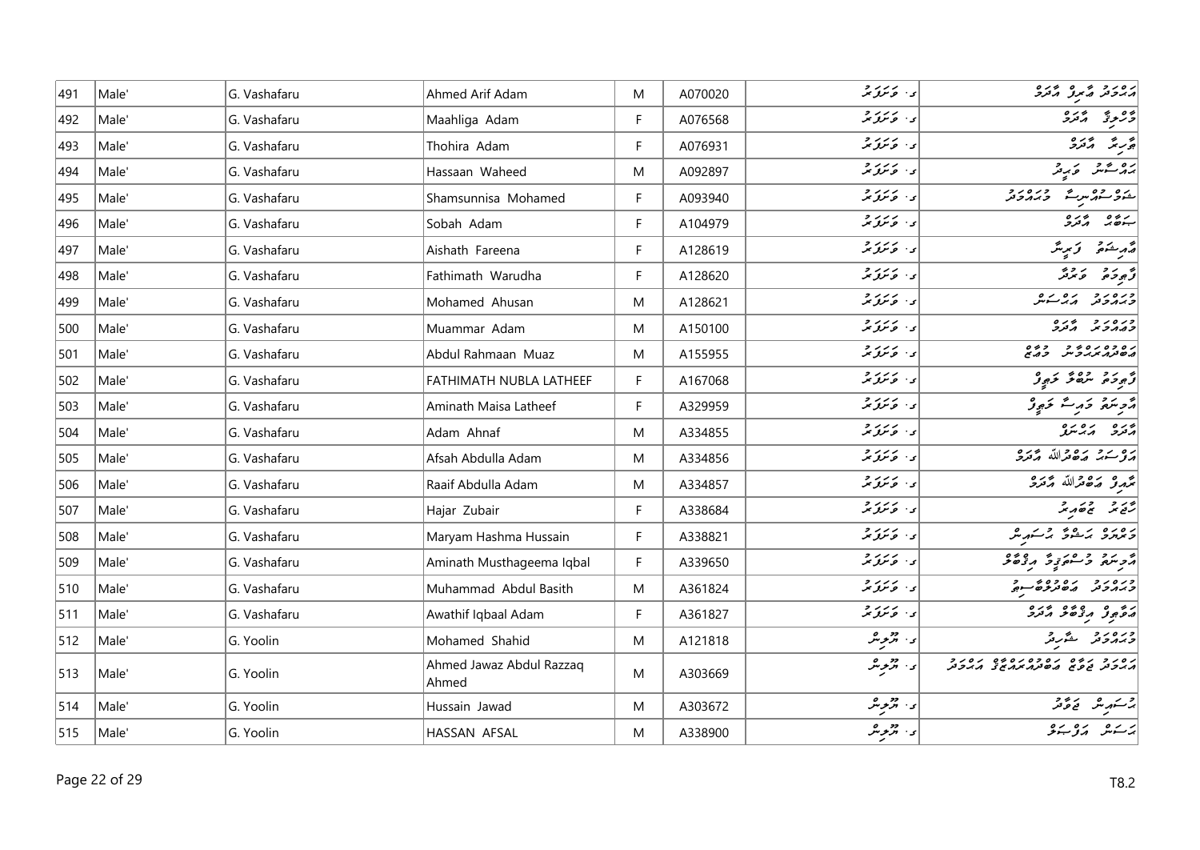| 491 | Male' | G. Vashafaru | Ahmed Arif Adam | M | A070020 | ގ. ވަށަފަރު | އަހުމަދު އާރިފް އާދަމް |
|---|---|---|---|---|---|---|---|
| 492 | Male' | G. Vashafaru | Maahliga Adam | F | A076568 | ގ. ވަށަފަރު | މާހްލިގާ އާދަމް |
| 493 | Male' | G. Vashafaru | Thohira Adam | F | A076931 | ގ. ވަށަފަރު | ތާހިރާ އާދަމް |
| 494 | Male' | G. Vashafaru | Hassaan Waheed | M | A092897 | ގ. ވަށަފަރު | ހައްސާން ވަހީދު |
| 495 | Male' | G. Vashafaru | Shamsunnisa Mohamed | F | A093940 | ގ. ވަށަފަރު | ޝަމްސުންނިސާ މުހައްމަދު |
| 496 | Male' | G. Vashafaru | Sobah Adam | F | A104979 | ގ. ވަށަފަރު | ސަބާހް އާދަމް |
| 497 | Male' | G. Vashafaru | Aishath Fareena | F | A128619 | ގ. ވަށަފަރު | އާއިޝަތު ފަރީނާ |
| 498 | Male' | G. Vashafaru | Fathimath Warudha | F | A128620 | ގ. ވަށަފަރު | ފާތިމަތު ވަރުދާ |
| 499 | Male' | G. Vashafaru | Mohamed Ahusan | M | A128621 | ގ. ވަށަފަރު | މުހައްމަދު އަހުސަން |
| 500 | Male' | G. Vashafaru | Muammar Adam | M | A150100 | ގ. ވަށަފަރު | މުއައްމަރު އާދަމް |
| 501 | Male' | G. Vashafaru | Abdul Rahmaan Muaz | M | A155955 | ގ. ވަށަފަރު | އަބްދުއްރަޙްމާން މުޢާޛް |
| 502 | Male' | G. Vashafaru | FATHIMATH NUBLA LATHEEF | F | A167068 | ގ. ވަށަފަރު | ފާތިމަތު ނުބްލާ ލަޠީފް |
| 503 | Male' | G. Vashafaru | Aminath Maisa Latheef | F | A329959 | ގ. ވަށަފަރު | އާމިނަތު މައިސާ ލަތީފް |
| 504 | Male' | G. Vashafaru | Adam Ahnaf | M | A334855 | ގ. ވަށަފަރު | އާދަމް އަޙްނަފް |
| 505 | Male' | G. Vashafaru | Afsah Abdulla Adam | M | A334856 | ގ. ވަށަފަރު | އަފްސަހު އަބްދުﷲ އާދަމް |
| 506 | Male' | G. Vashafaru | Raaif Abdulla Adam | M | A334857 | ގ. ވަށަފަރު | ރާއިފް އަބްދުﷲ އާދަމް |
| 507 | Male' | G. Vashafaru | Hajar Zubair | F | A338684 | ގ. ވަށަފަރު | ހާޖަރު ޒުބައިރު |
| 508 | Male' | G. Vashafaru | Maryam Hashma Hussain | F | A338821 | ގ. ވަށަފަރު | މަރްޔަމް ހަޝްމާ ހުސައިން |
| 509 | Male' | G. Vashafaru | Aminath Musthageema Iqbal | F | A339650 | ގ. ވަށަފަރު | އާމިނަތު މުސްތަޤީމާ އިޤްބާލް |
| 510 | Male' | G. Vashafaru | Muhammad Abdul Basith | M | A361824 | ގ. ވަށަފަރު | މުހައްމަދު އަބްދުލްބާސިތު |
| 511 | Male' | G. Vashafaru | Awathif Iqbaal Adam | F | A361827 | ގ. ވަށަފަރު | އަވާތިފް އިޤްބާލް އާދަމް |
| 512 | Male' | G. Yoolin | Mohamed Shahid | M | A121818 | ގ. ޔޫލިން | މުހައްމަދު ޝާހިދު |
| 513 | Male' | G. Yoolin | Ahmed Jawaz Abdul Razzaq Ahmed | M | A303669 | ގ. ޔޫލިން | އަހުމަދު ޖަވާޒް އަބްދުއްރައްޒާޤު އަހުމަދު |
| 514 | Male' | G. Yoolin | Hussain Jawad | M | A303672 | ގ. ޔޫލިން | ހުސައިން ޖަވާދު |
| 515 | Male' | G. Yoolin | HASSAN AFSAL | M | A338900 | ގ. ޔޫލިން | ހަސަން އަފްސަލް |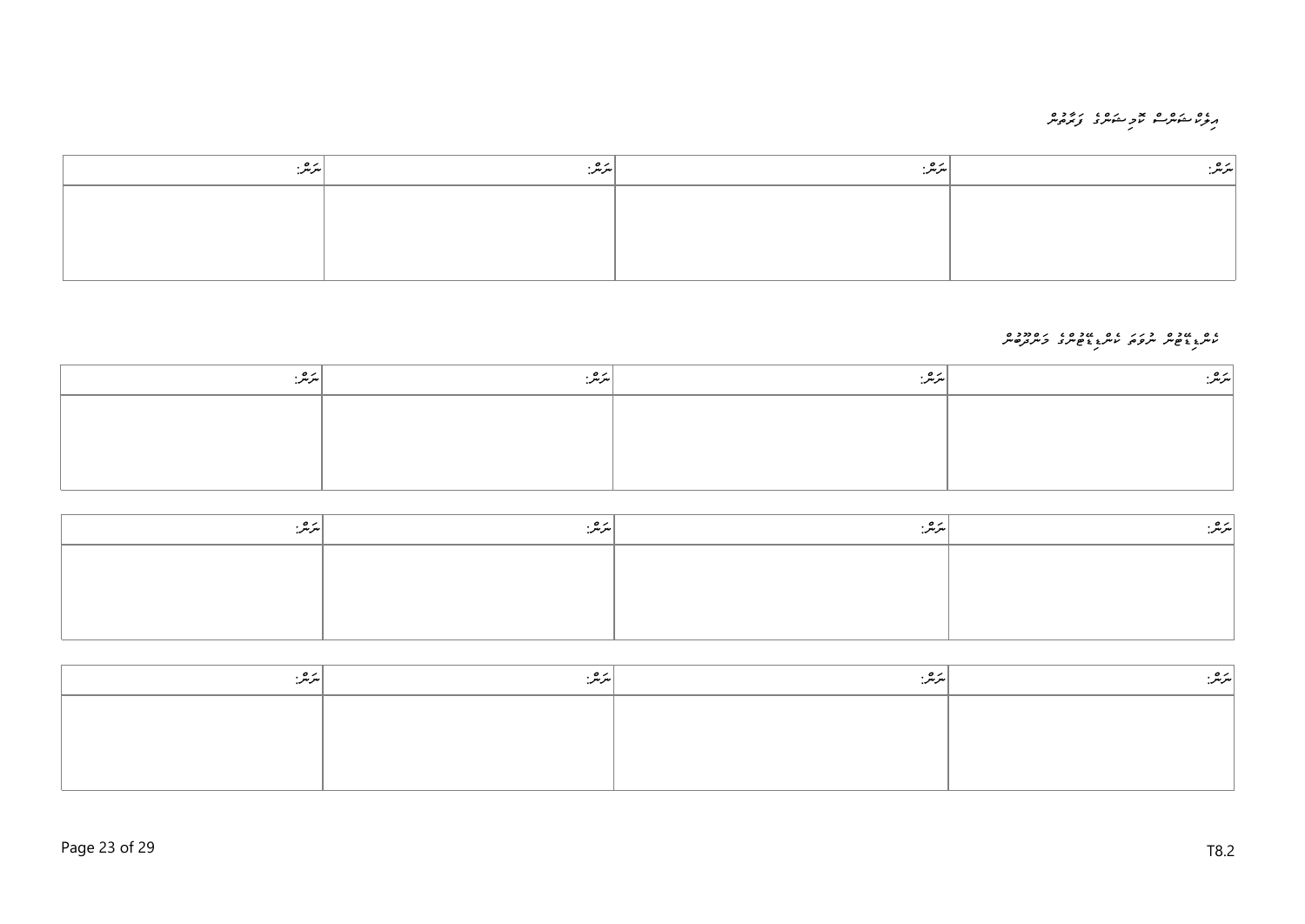# އިވެންޓަރީ ކޯޑިނަންބަރު ފަރާތްތައް

| ނަން: | ނަން: | ނަން: | ނަން: |
|---|---|---|---|
| | | | |

## ކަންދިޔުނު ނުވަތަ ކަންދިޔުނު މަސައްކަތް

| ނަން: | ނަން: | ނަން: | ނަން: |
|---|---|---|---|
| | | | |

| ނަން: | ނަން: | ނަން: | ނަން: |
|---|---|---|---|
| | | | |

| ނަން: | ނަން: | ނަން: | ނަން: |
|---|---|---|---|
| | | | |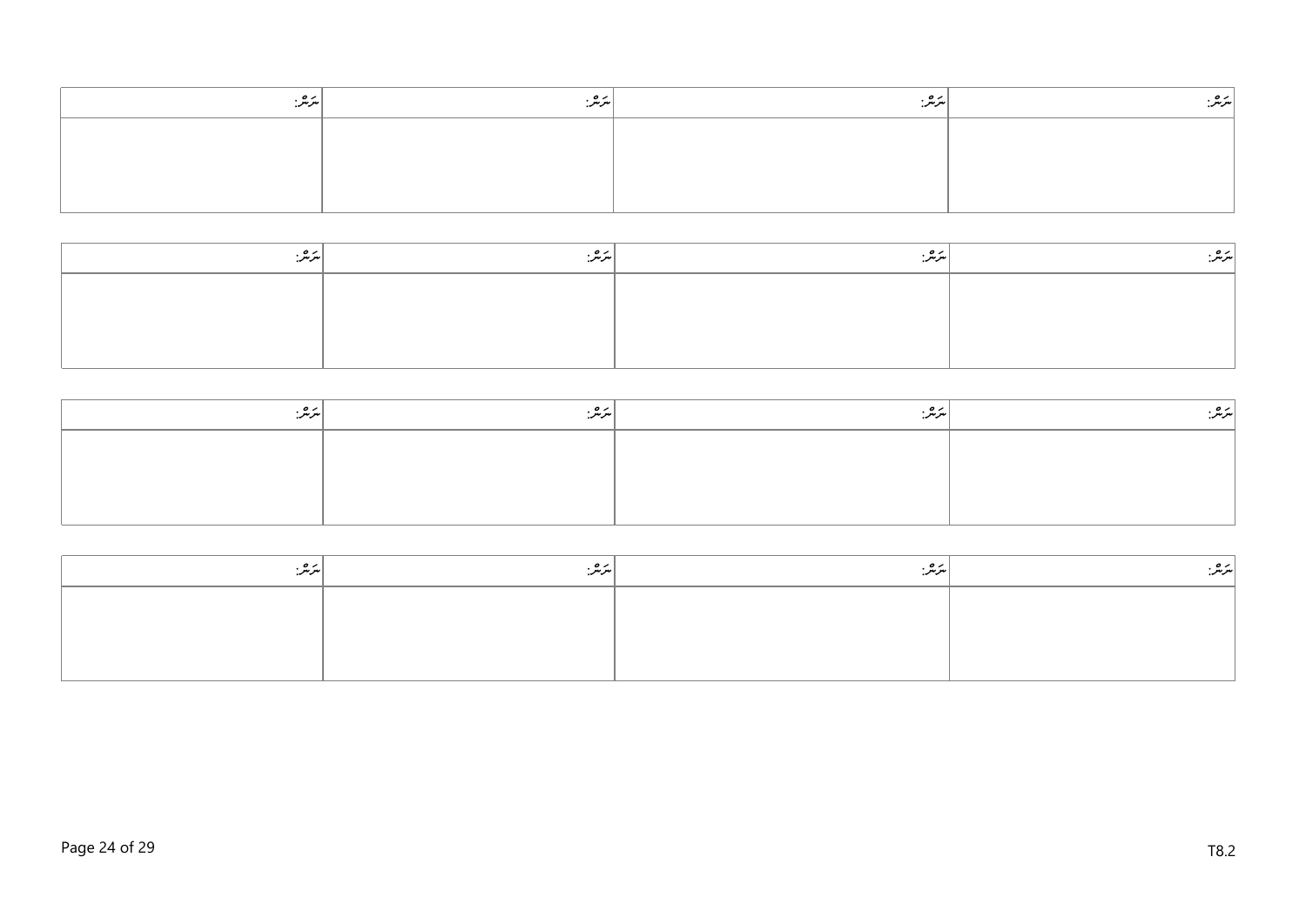| ނަރުދާ: | ނަރުދާ: | ނަރުދާ: | ނަރުދާ: |
| --- | --- | --- | --- |
| | | | |

| ނަރުދާ: | ނަރުދާ: | ނަރުދާ: | ނަރުދާ: |
| --- | --- | --- | --- |
| | | | |

| ނަރުދާ: | ނަރުދާ: | ނަރުދާ: | ނަރުދާ: |
| --- | --- | --- | --- |
| | | | |

| ނަރުދާ: | ނަރުދާ: | ނަރުދާ: | ނަރުދާ: |
| --- | --- | --- | --- |
| | | | |

T8.2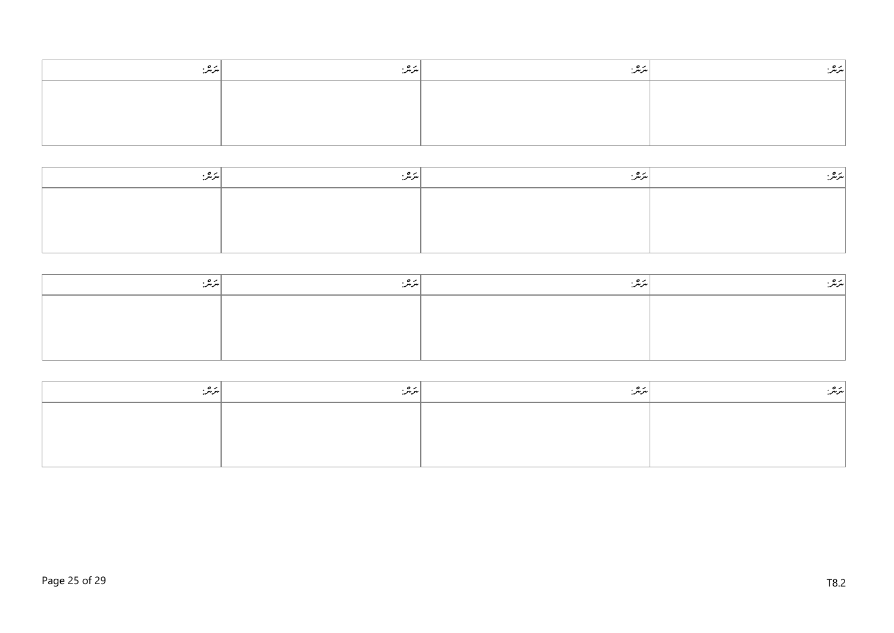| ﻿�memeﺮُﺮُ: | ﻿ﺮُﺮُ: | ﻿ﺮُﺮُ: | ﻿ﺮُﺮُ: |
| --- | --- | --- | --- |
| | | | |

| ﺮُﺮُ: | ﺮُﺮُ: | ﺮُﺮُ: | ﺮُﺮُ: |
| --- | --- | --- | --- |
| | | | |

| ﺮُﺮُ: | ﺮُﺮُ: | ﺮُﺮُ: | ﺮُﺮُ: |
| --- | --- | --- | --- |
| | | | |

| ﺮُﺮُ: | ﺮُﺮُ: | ﺮُﺮُ: | ﺮُﺮُ: |
| --- | --- | --- | --- |
| | | | |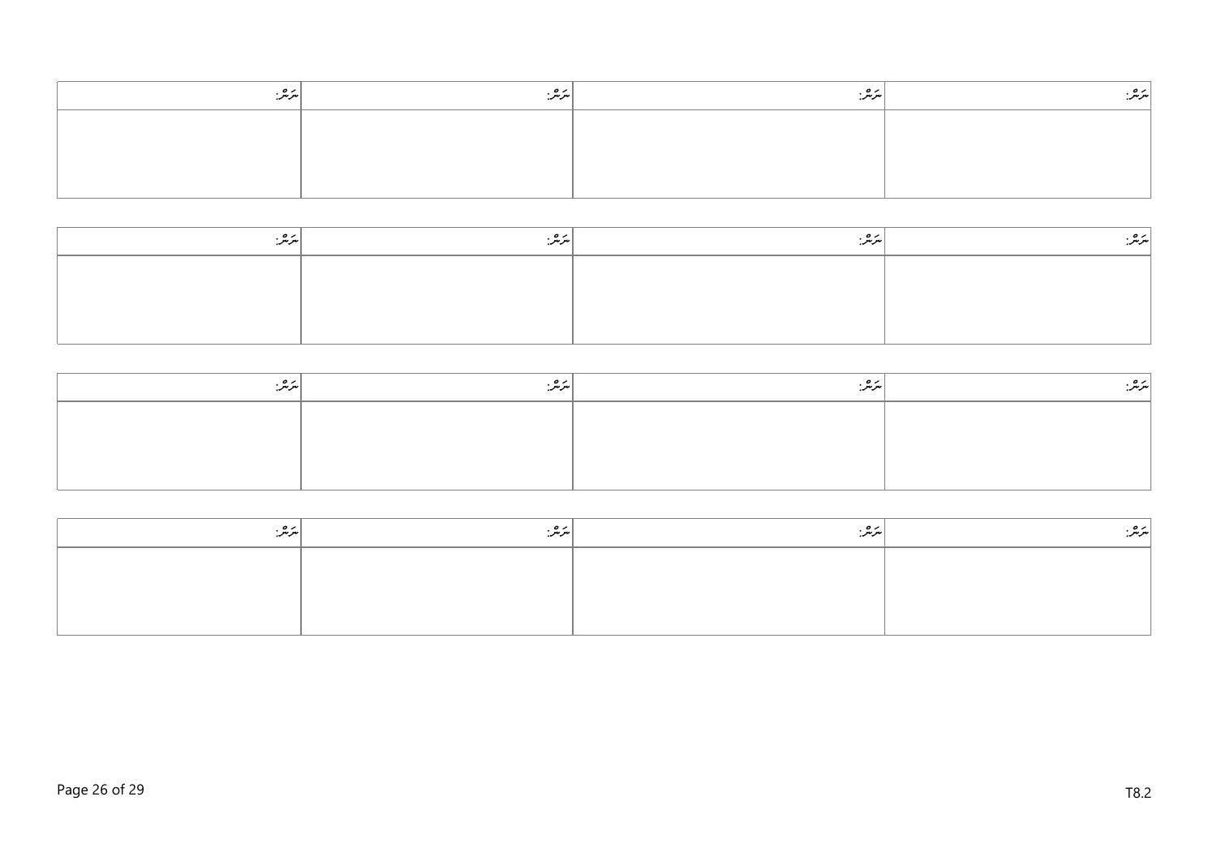| ނަރަދު: | ނަރަދު: | ނަރަދު: | ނަރަދު: |
| --- | --- | --- | --- |
| | | | |

| ނަރަދު: | ނަރަދު: | ނަރަދު: | ނަރަދު: |
| --- | --- | --- | --- |
| | | | |

| ނަރަދު: | ނަރަދު: | ނަރަދު: | ނަރަދު: |
| --- | --- | --- | --- |
| | | | |

| ނަރަދު: | ނަރަދު: | ނަރަދު: | ނަރަދު: |
| --- | --- | --- | --- |
| | | | |

T8.2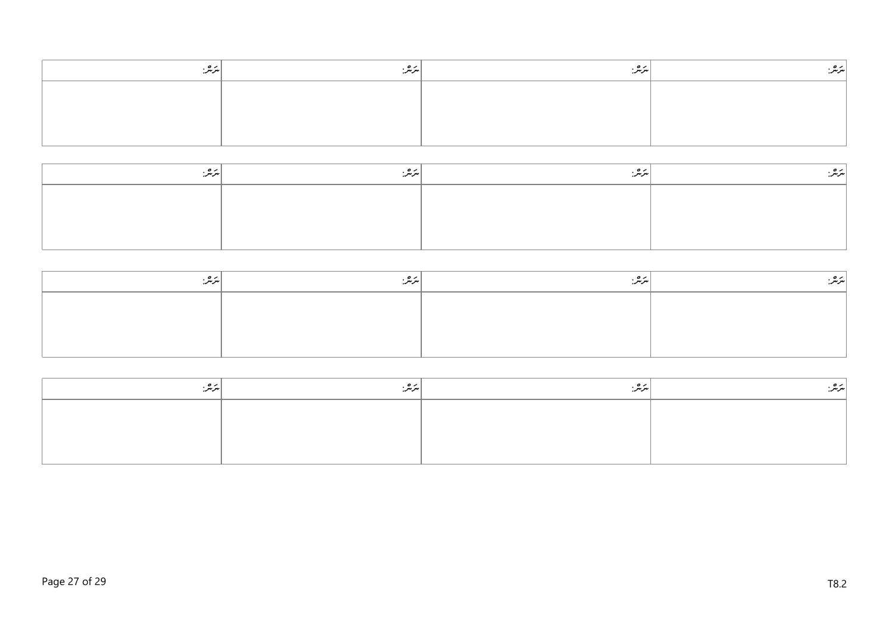| ނަރުދ: | ނަރުދ: | ނަރުދ: | ނަރުދ: |
| --- | --- | --- | --- |
| | | | |

| ނަރުދ: | ނަރުދ: | ނަރުދ: | ނަރުދ: |
| --- | --- | --- | --- |
| | | | |

| ނަރުދ: | ނަރުދ: | ނަރުދ: | ނަރުދ: |
| --- | --- | --- | --- |
| | | | |

| ނަރުދ: | ނަރުދ: | ނަރުދ: | ނަރުދ: |
| --- | --- | --- | --- |
| | | | |

T8.2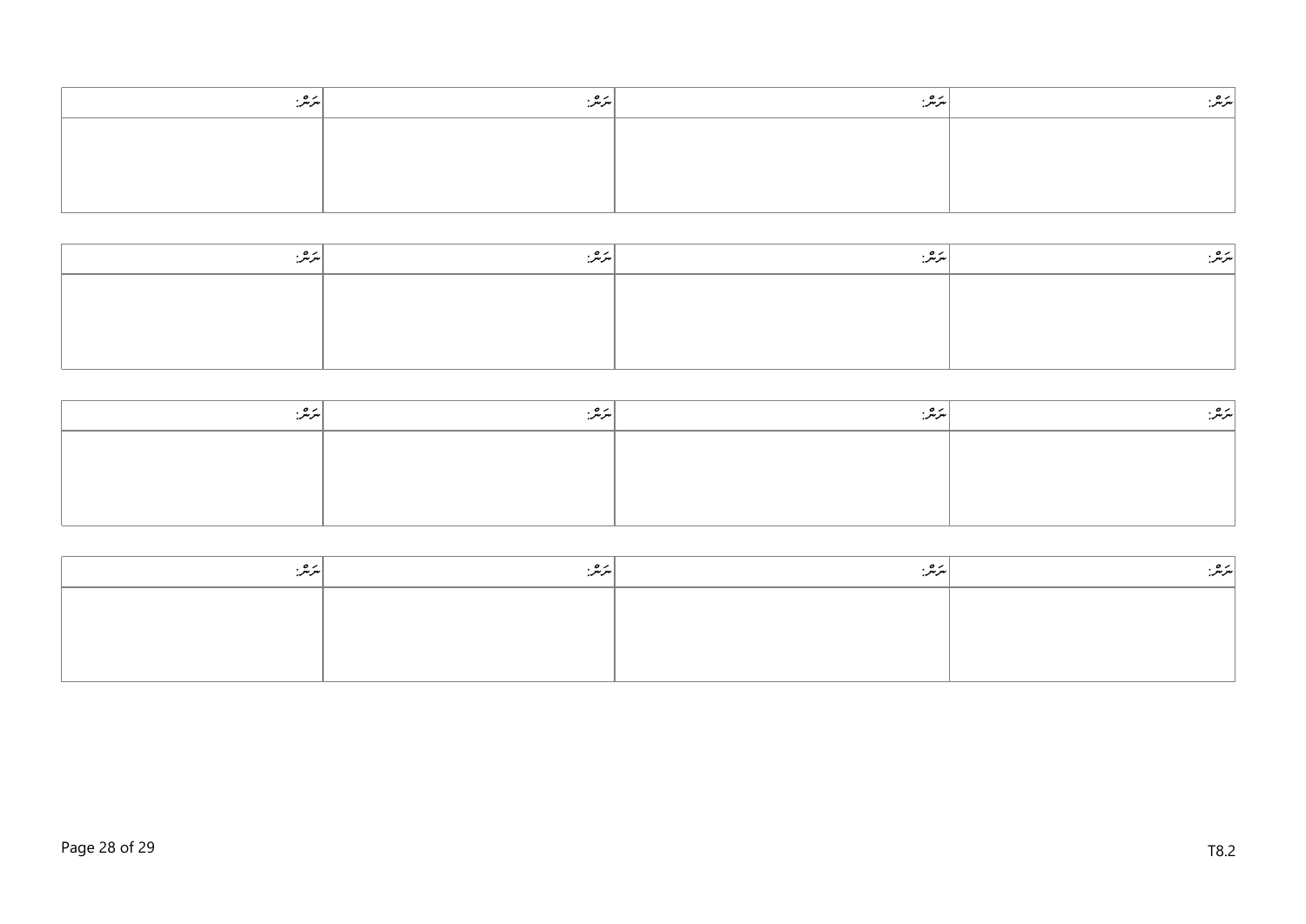| ނަރަތް: | ނަރަތް: | ނަރަތް: | ނަރަތް: |
| --- | --- | --- | --- |
| | | | |

| ނަރަތް: | ނަރަތް: | ނަރަތް: | ނަރަތް: |
| --- | --- | --- | --- |
| | | | |

| ނަރަތް: | ނަރަތް: | ނަރަތް: | ނަރަތް: |
| --- | --- | --- | --- |
| | | | |

| ނަރަތް: | ނަރަތް: | ނަރަތް: | ނަރަތް: |
| --- | --- | --- | --- |
| | | | |

T8.2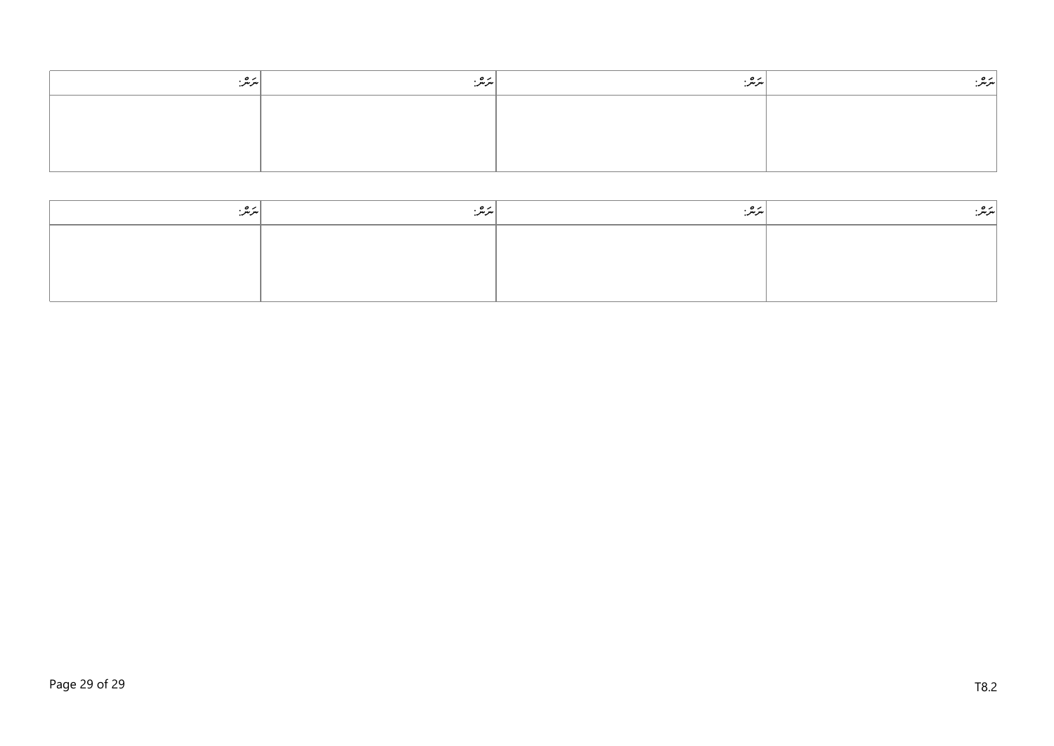| ނަންބަރ: | ނަންބަރ: | ނަންބަރ: | ނަންބަރ: |
|---|---|---|---|
| | | | |

| ނަންބަރ: | ނަންބަރ: | ނަންބަރ: | ނަންބަރ: |
|---|---|---|---|
| | | | |

T8.2